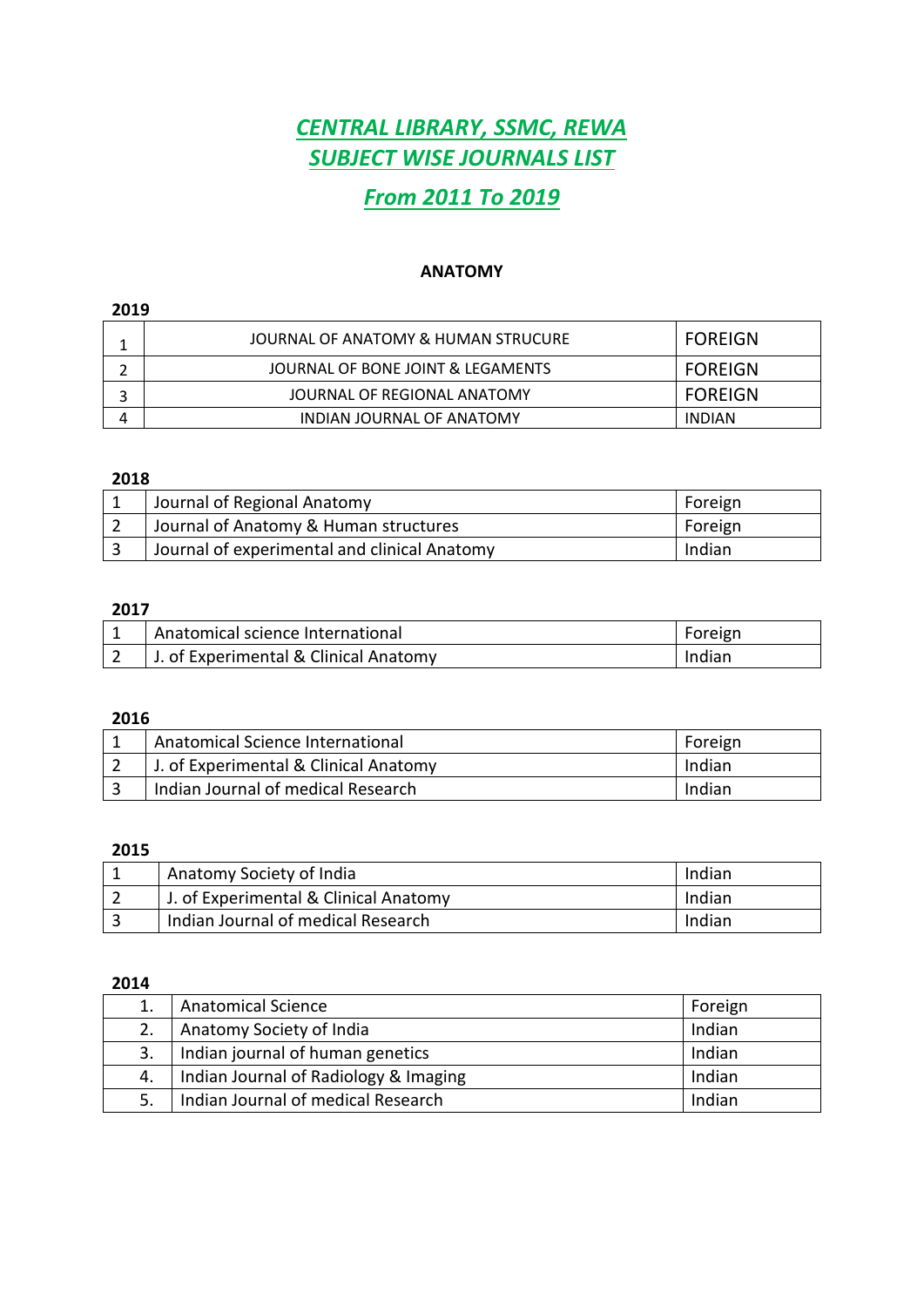# *CENTRAL LIBRARY, SSMC, REWA*
# *SUBJECT WISE JOURNALS LIST*
## *From 2011 To 2019*

### ANATOMY

**2019**

| | | |
|---|---|---|
| 1 | JOURNAL OF ANATOMY & HUMAN STRUCURE | FOREIGN |
| 2 | JOURNAL OF BONE JOINT & LEGAMENTS | FOREIGN |
| 3 | JOURNAL OF REGIONAL ANATOMY | FOREIGN |
| 4 | INDIAN JOURNAL OF ANATOMY | INDIAN |

**2018**

| | | |
|---|---|---|
| 1 | Journal of Regional Anatomy | Foreign |
| 2 | Journal of Anatomy & Human structures | Foreign |
| 3 | Journal of experimental and clinical Anatomy | Indian |

**2017**

| | | |
|---|---|---|
| 1 | Anatomical science International | Foreign |
| 2 | J. of Experimental & Clinical Anatomy | Indian |

**2016**

| | | |
|---|---|---|
| 1 | Anatomical Science International | Foreign |
| 2 | J. of Experimental & Clinical Anatomy | Indian |
| 3 | Indian Journal of medical Research | Indian |

**2015**

| | | |
|---|---|---|
| 1 | Anatomy Society of India | Indian |
| 2 | J. of Experimental & Clinical Anatomy | Indian |
| 3 | Indian Journal of medical Research | Indian |

**2014**

| | | |
|---|---|---|
| 1. | Anatomical Science | Foreign |
| 2. | Anatomy Society of India | Indian |
| 3. | Indian journal of human genetics | Indian |
| 4. | Indian Journal of Radiology & Imaging | Indian |
| 5. | Indian Journal of medical Research | Indian |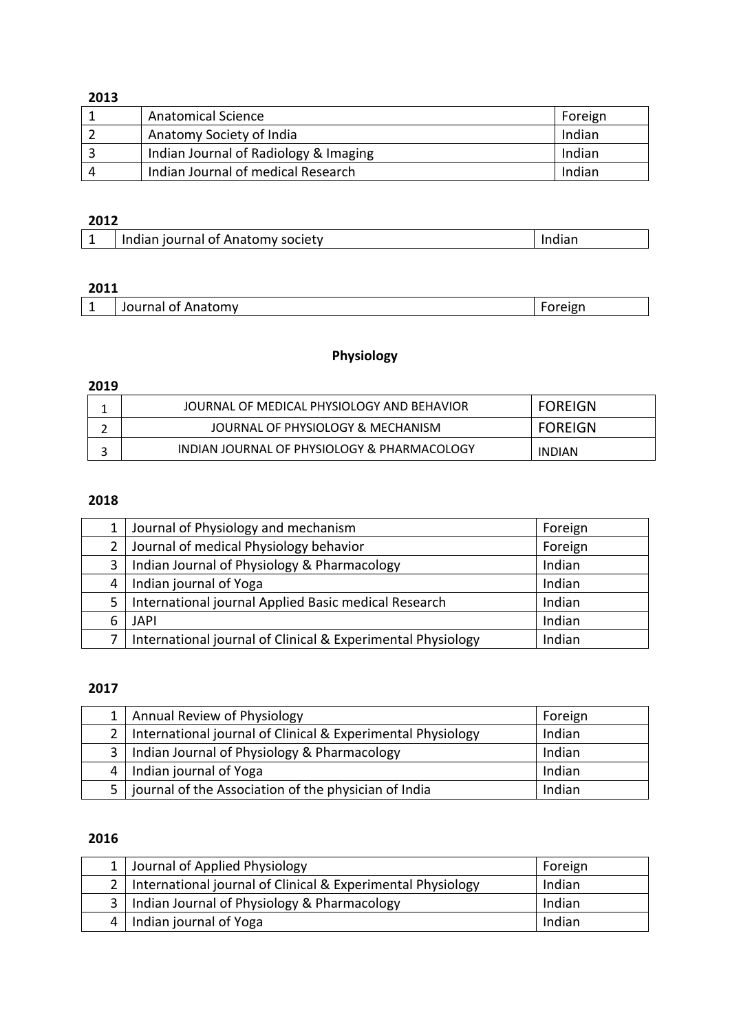**2013**

| 1 | Anatomical Science | Foreign |
|---|---|---|
| 2 | Anatomy Society of India | Indian |
| 3 | Indian Journal of Radiology & Imaging | Indian |
| 4 | Indian Journal of medical Research | Indian |

**2012**

| 1 | Indian journal of Anatomy society | Indian |
|---|---|---|

**2011**

| 1 | Journal of Anatomy | Foreign |
|---|---|---|

**Physiology**

**2019**

| 1 | JOURNAL OF MEDICAL PHYSIOLOGY AND BEHAVIOR | FOREIGN |
|---|---|---|
| 2 | JOURNAL OF PHYSIOLOGY & MECHANISM | FOREIGN |
| 3 | INDIAN JOURNAL OF PHYSIOLOGY & PHARMACOLOGY | INDIAN |

**2018**

| 1 | Journal of Physiology and mechanism | Foreign |
|---|---|---|
| 2 | Journal of medical Physiology behavior | Foreign |
| 3 | Indian Journal of Physiology & Pharmacology | Indian |
| 4 | Indian journal of Yoga | Indian |
| 5 | International journal Applied Basic medical Research | Indian |
| 6 | JAPI | Indian |
| 7 | International journal of Clinical & Experimental Physiology | Indian |

**2017**

| 1 | Annual Review of Physiology | Foreign |
|---|---|---|
| 2 | International journal of Clinical & Experimental Physiology | Indian |
| 3 | Indian Journal of Physiology & Pharmacology | Indian |
| 4 | Indian journal of Yoga | Indian |
| 5 | journal of the Association of the physician of India | Indian |

**2016**

| 1 | Journal of Applied Physiology | Foreign |
|---|---|---|
| 2 | International journal of Clinical & Experimental Physiology | Indian |
| 3 | Indian Journal of Physiology & Pharmacology | Indian |
| 4 | Indian journal of Yoga | Indian |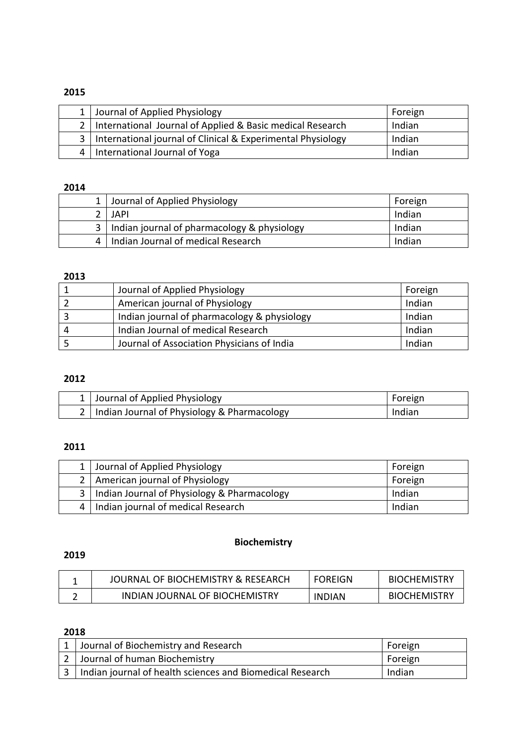**2015**

| | | |
|---|---|---|
| 1 | Journal of Applied Physiology | Foreign |
| 2 | International  Journal of Applied & Basic medical Research | Indian |
| 3 | International journal of Clinical & Experimental Physiology | Indian |
| 4 | International Journal of Yoga | Indian |

**2014**

| | | |
|---|---|---|
| 1 | Journal of Applied Physiology | Foreign |
| 2 | JAPI | Indian |
| 3 | Indian journal of pharmacology & physiology | Indian |
| 4 | Indian Journal of medical Research | Indian |

**2013**

| | | |
|---|---|---|
| 1 | Journal of Applied Physiology | Foreign |
| 2 | American journal of Physiology | Indian |
| 3 | Indian journal of pharmacology & physiology | Indian |
| 4 | Indian Journal of medical Research | Indian |
| 5 | Journal of Association Physicians of India | Indian |

**2012**

| | | |
|---|---|---|
| 1 | Journal of Applied Physiology | Foreign |
| 2 | Indian Journal of Physiology & Pharmacology | Indian |

**2011**

| | | |
|---|---|---|
| 1 | Journal of Applied Physiology | Foreign |
| 2 | American journal of Physiology | Foreign |
| 3 | Indian Journal of Physiology & Pharmacology | Indian |
| 4 | Indian journal of medical Research | Indian |

**Biochemistry**

**2019**

| | | | |
|---|---|---|---|
| 1 | JOURNAL OF BIOCHEMISTRY & RESEARCH | FOREIGN | BIOCHEMISTRY |
| 2 | INDIAN JOURNAL OF BIOCHEMISTRY | INDIAN | BIOCHEMISTRY |

**2018**

| | | |
|---|---|---|
| 1 | Journal of Biochemistry and Research | Foreign |
| 2 | Journal of human Biochemistry | Foreign |
| 3 | Indian journal of health sciences and Biomedical Research | Indian |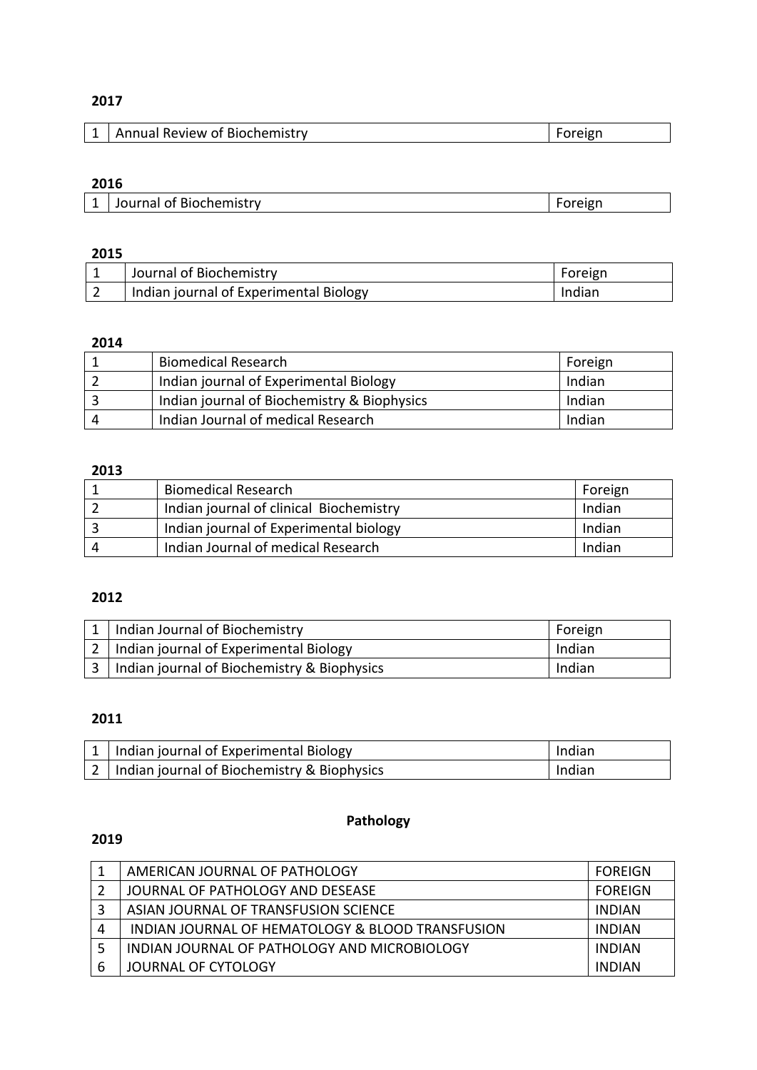**2017**

| 1 | Annual Review of Biochemistry | Foreign |
|---|---|---|

**2016**

| 1 | Journal of Biochemistry | Foreign |
|---|---|---|

**2015**

| 1 | Journal of Biochemistry | Foreign |
|---|---|---|
| 2 | Indian journal of Experimental Biology | Indian |

**2014**

| 1 | Biomedical Research | Foreign |
|---|---|---|
| 2 | Indian journal of Experimental Biology | Indian |
| 3 | Indian journal of Biochemistry & Biophysics | Indian |
| 4 | Indian Journal of medical Research | Indian |

**2013**

| 1 | Biomedical Research | Foreign |
|---|---|---|
| 2 | Indian journal of clinical Biochemistry | Indian |
| 3 | Indian journal of Experimental biology | Indian |
| 4 | Indian Journal of medical Research | Indian |

**2012**

| 1 | Indian Journal of Biochemistry | Foreign |
|---|---|---|
| 2 | Indian journal of Experimental Biology | Indian |
| 3 | Indian journal of Biochemistry & Biophysics | Indian |

**2011**

| 1 | Indian journal of Experimental Biology | Indian |
|---|---|---|
| 2 | Indian journal of Biochemistry & Biophysics | Indian |

## Pathology

**2019**

| 1 | AMERICAN JOURNAL OF PATHOLOGY | FOREIGN |
|---|---|---|
| 2 | JOURNAL OF PATHOLOGY AND DESEASE | FOREIGN |
| 3 | ASIAN JOURNAL OF TRANSFUSION SCIENCE | INDIAN |
| 4 | INDIAN JOURNAL OF HEMATOLOGY & BLOOD TRANSFUSION | INDIAN |
| 5 | INDIAN JOURNAL OF PATHOLOGY AND MICROBIOLOGY | INDIAN |
| 6 | JOURNAL OF CYTOLOGY | INDIAN |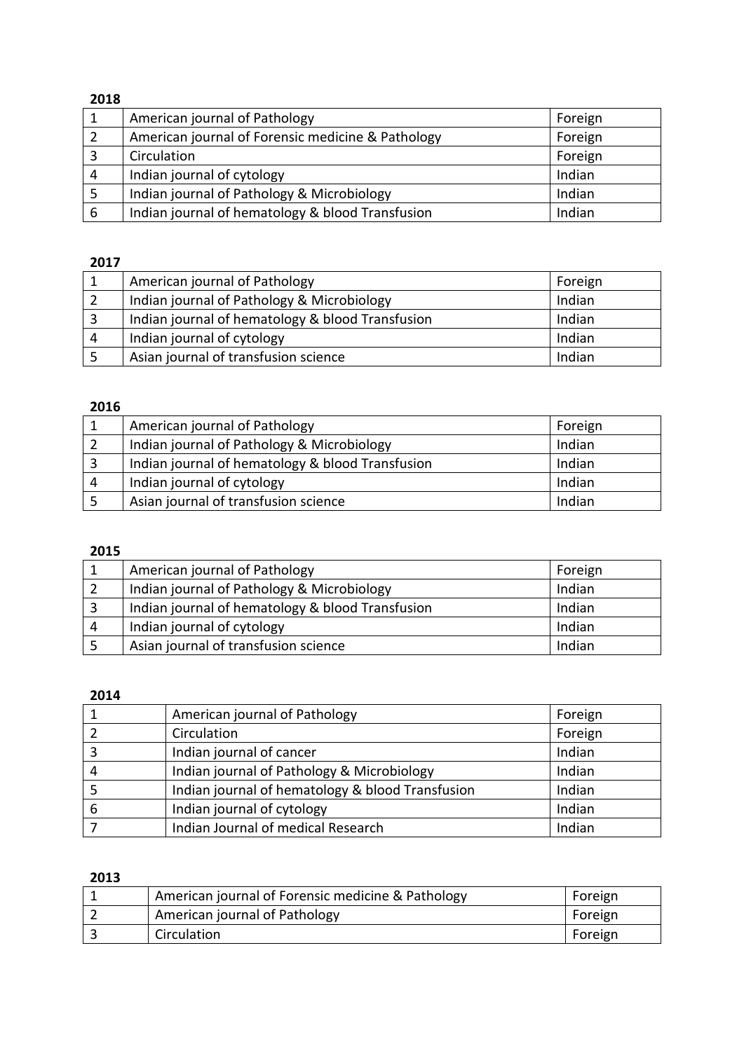**2018**

| | | |
|---|---|---|
| 1 | American journal of Pathology | Foreign |
| 2 | American journal of Forensic medicine & Pathology | Foreign |
| 3 | Circulation | Foreign |
| 4 | Indian journal of cytology | Indian |
| 5 | Indian journal of Pathology & Microbiology | Indian |
| 6 | Indian journal of hematology & blood Transfusion | Indian |

**2017**

| | | |
|---|---|---|
| 1 | American journal of Pathology | Foreign |
| 2 | Indian journal of Pathology & Microbiology | Indian |
| 3 | Indian journal of hematology & blood Transfusion | Indian |
| 4 | Indian journal of cytology | Indian |
| 5 | Asian journal of transfusion science | Indian |

**2016**

| | | |
|---|---|---|
| 1 | American journal of Pathology | Foreign |
| 2 | Indian journal of Pathology & Microbiology | Indian |
| 3 | Indian journal of hematology & blood Transfusion | Indian |
| 4 | Indian journal of cytology | Indian |
| 5 | Asian journal of transfusion science | Indian |

**2015**

| | | |
|---|---|---|
| 1 | American journal of Pathology | Foreign |
| 2 | Indian journal of Pathology & Microbiology | Indian |
| 3 | Indian journal of hematology & blood Transfusion | Indian |
| 4 | Indian journal of cytology | Indian |
| 5 | Asian journal of transfusion science | Indian |

**2014**

| | | |
|---|---|---|
| 1 | American journal of Pathology | Foreign |
| 2 | Circulation | Foreign |
| 3 | Indian journal of cancer | Indian |
| 4 | Indian journal of Pathology & Microbiology | Indian |
| 5 | Indian journal of hematology & blood Transfusion | Indian |
| 6 | Indian journal of cytology | Indian |
| 7 | Indian Journal of medical Research | Indian |

**2013**

| | | |
|---|---|---|
| 1 | American journal of Forensic medicine & Pathology | Foreign |
| 2 | American journal of Pathology | Foreign |
| 3 | Circulation | Foreign |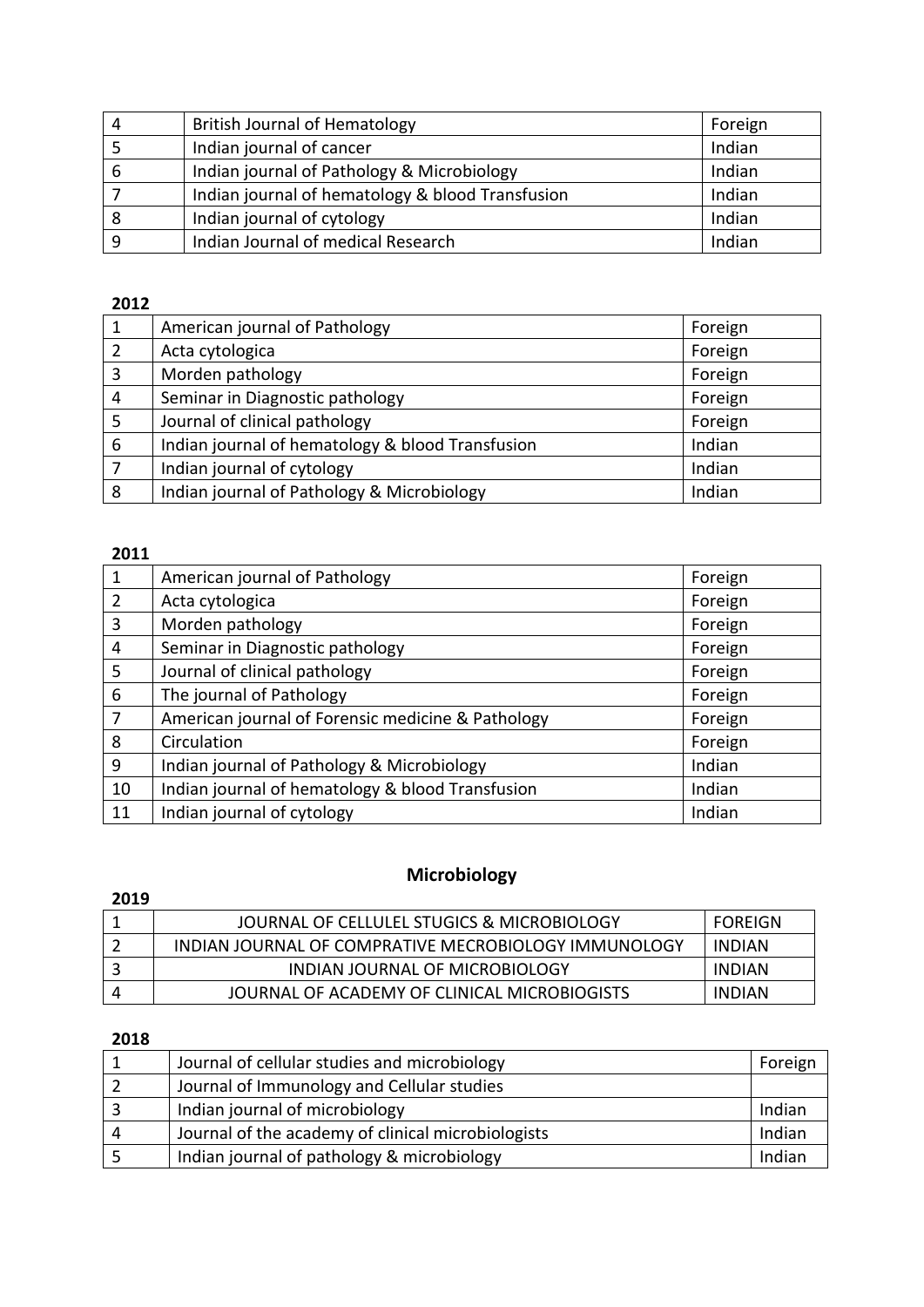| 4 | British Journal of Hematology | Foreign |
|---|---|---|
| 5 | Indian journal of cancer | Indian |
| 6 | Indian journal of Pathology & Microbiology | Indian |
| 7 | Indian journal of hematology & blood Transfusion | Indian |
| 8 | Indian journal of cytology | Indian |
| 9 | Indian Journal of medical Research | Indian |

**2012**

| 1 | American journal of Pathology | Foreign |
|---|---|---|
| 2 | Acta cytologica | Foreign |
| 3 | Morden pathology | Foreign |
| 4 | Seminar in Diagnostic pathology | Foreign |
| 5 | Journal of clinical pathology | Foreign |
| 6 | Indian journal of hematology & blood Transfusion | Indian |
| 7 | Indian journal of cytology | Indian |
| 8 | Indian journal of Pathology & Microbiology | Indian |

**2011**

| 1 | American journal of Pathology | Foreign |
|---|---|---|
| 2 | Acta cytologica | Foreign |
| 3 | Morden pathology | Foreign |
| 4 | Seminar in Diagnostic pathology | Foreign |
| 5 | Journal of clinical pathology | Foreign |
| 6 | The journal of Pathology | Foreign |
| 7 | American journal of Forensic medicine & Pathology | Foreign |
| 8 | Circulation | Foreign |
| 9 | Indian journal of Pathology & Microbiology | Indian |
| 10 | Indian journal of hematology & blood Transfusion | Indian |
| 11 | Indian journal of cytology | Indian |

## Microbiology

**2019**

| 1 | JOURNAL OF CELLULEL STUGICS & MICROBIOLOGY | FOREIGN |
|---|---|---|
| 2 | INDIAN JOURNAL OF COMPRATIVE MECROBIOLOGY IMMUNOLOGY | INDIAN |
| 3 | INDIAN JOURNAL OF MICROBIOLOGY | INDIAN |
| 4 | JOURNAL OF ACADEMY OF CLINICAL MICROBIOGISTS | INDIAN |

**2018**

| 1 | Journal of cellular studies and microbiology | Foreign |
|---|---|---|
| 2 | Journal of Immunology and Cellular studies | |
| 3 | Indian journal of microbiology | Indian |
| 4 | Journal of the academy of clinical microbiologists | Indian |
| 5 | Indian journal of pathology & microbiology | Indian |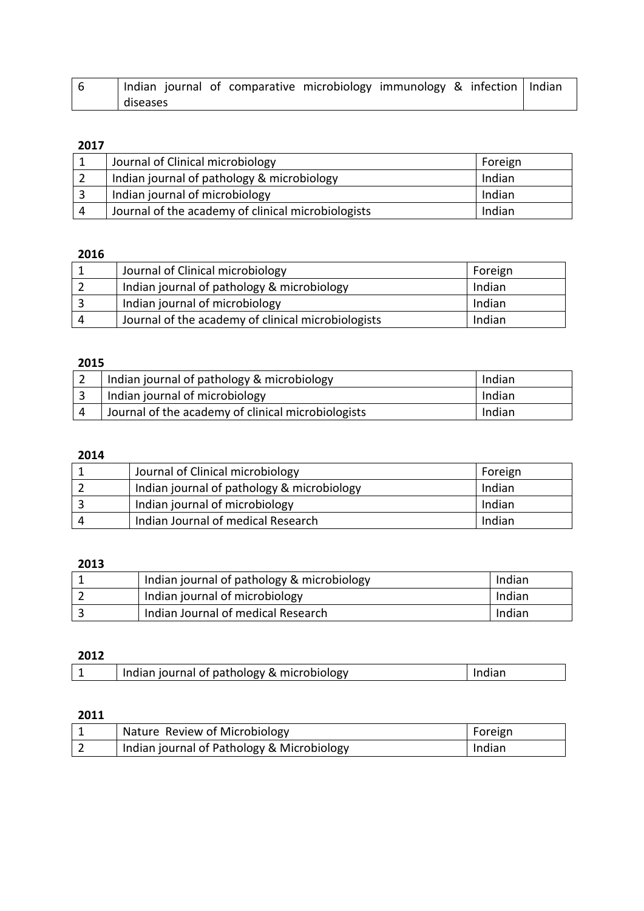| 6 | Indian journal of comparative microbiology immunology & infection diseases | Indian |
|---|---|---|

**2017**

| 1 | Journal of Clinical microbiology | Foreign |
|---|---|---|
| 2 | Indian journal of pathology & microbiology | Indian |
| 3 | Indian journal of microbiology | Indian |
| 4 | Journal of the academy of clinical microbiologists | Indian |

**2016**

| 1 | Journal of Clinical microbiology | Foreign |
|---|---|---|
| 2 | Indian journal of pathology & microbiology | Indian |
| 3 | Indian journal of microbiology | Indian |
| 4 | Journal of the academy of clinical microbiologists | Indian |

**2015**

| 2 | Indian journal of pathology & microbiology | Indian |
|---|---|---|
| 3 | Indian journal of microbiology | Indian |
| 4 | Journal of the academy of clinical microbiologists | Indian |

**2014**

| 1 | Journal of Clinical microbiology | Foreign |
|---|---|---|
| 2 | Indian journal of pathology & microbiology | Indian |
| 3 | Indian journal of microbiology | Indian |
| 4 | Indian Journal of medical Research | Indian |

**2013**

| 1 | Indian journal of pathology & microbiology | Indian |
|---|---|---|
| 2 | Indian journal of microbiology | Indian |
| 3 | Indian Journal of medical Research | Indian |

**2012**

| 1 | Indian journal of pathology & microbiology | Indian |
|---|---|---|

**2011**

| 1 | Nature Review of Microbiology | Foreign |
|---|---|---|
| 2 | Indian journal of Pathology & Microbiology | Indian |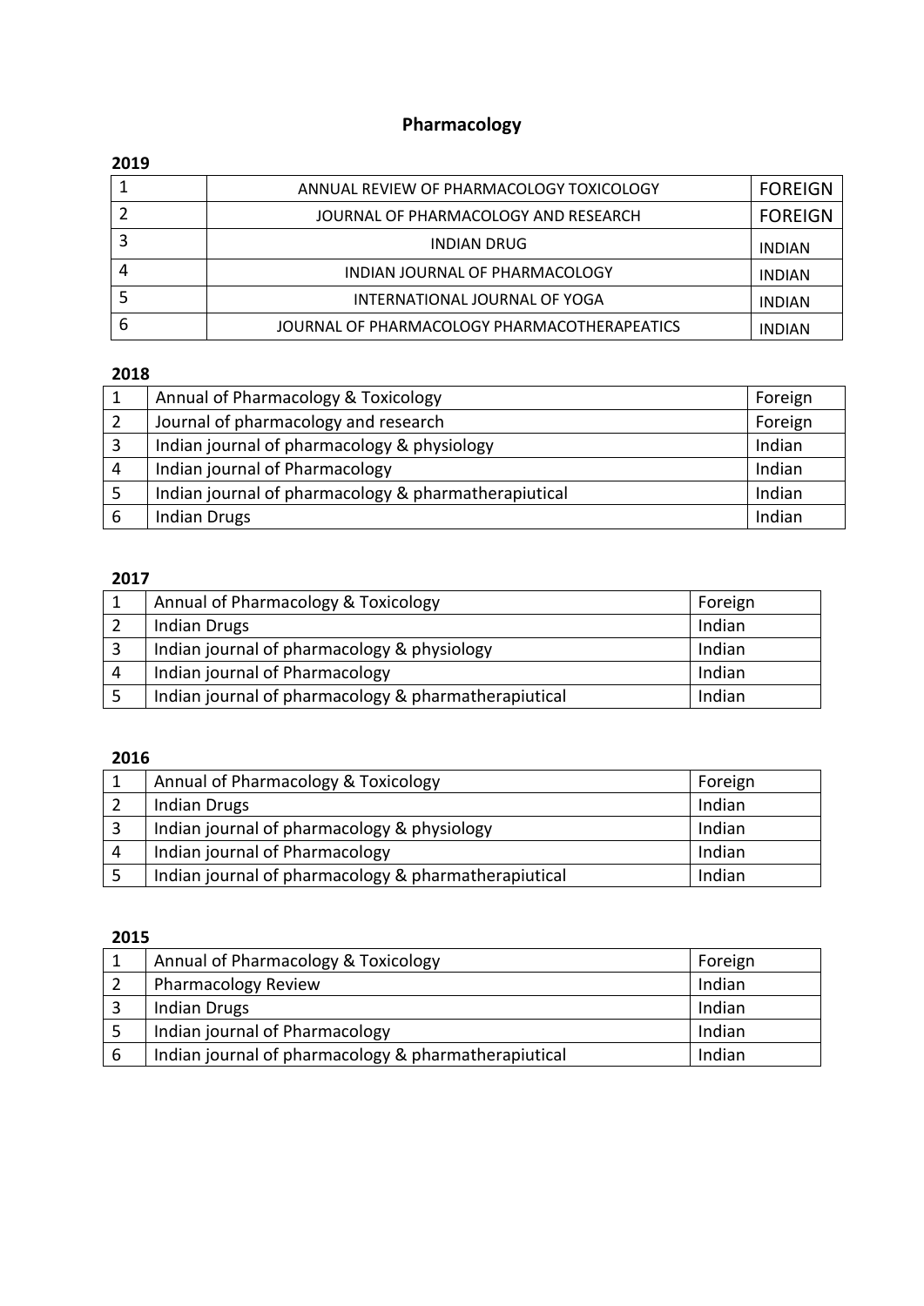# Pharmacology

**2019**

| | | |
|---|---|---|
| 1 | ANNUAL REVIEW OF PHARMACOLOGY TOXICOLOGY | FOREIGN |
| 2 | JOURNAL OF PHARMACOLOGY AND RESEARCH | FOREIGN |
| 3 | INDIAN DRUG | INDIAN |
| 4 | INDIAN JOURNAL OF PHARMACOLOGY | INDIAN |
| 5 | INTERNATIONAL JOURNAL OF YOGA | INDIAN |
| 6 | JOURNAL OF PHARMACOLOGY PHARMACOTHERAPEATICS | INDIAN |

**2018**

| | | |
|---|---|---|
| 1 | Annual of Pharmacology & Toxicology | Foreign |
| 2 | Journal of pharmacology and research | Foreign |
| 3 | Indian journal of pharmacology & physiology | Indian |
| 4 | Indian journal of Pharmacology | Indian |
| 5 | Indian journal of pharmacology & pharmatherapiutical | Indian |
| 6 | Indian Drugs | Indian |

**2017**

| | | |
|---|---|---|
| 1 | Annual of Pharmacology & Toxicology | Foreign |
| 2 | Indian Drugs | Indian |
| 3 | Indian journal of pharmacology & physiology | Indian |
| 4 | Indian journal of Pharmacology | Indian |
| 5 | Indian journal of pharmacology & pharmatherapiutical | Indian |

**2016**

| | | |
|---|---|---|
| 1 | Annual of Pharmacology & Toxicology | Foreign |
| 2 | Indian Drugs | Indian |
| 3 | Indian journal of pharmacology & physiology | Indian |
| 4 | Indian journal of Pharmacology | Indian |
| 5 | Indian journal of pharmacology & pharmatherapiutical | Indian |

**2015**

| | | |
|---|---|---|
| 1 | Annual of Pharmacology & Toxicology | Foreign |
| 2 | Pharmacology Review | Indian |
| 3 | Indian Drugs | Indian |
| 5 | Indian journal of Pharmacology | Indian |
| 6 | Indian journal of pharmacology & pharmatherapiutical | Indian |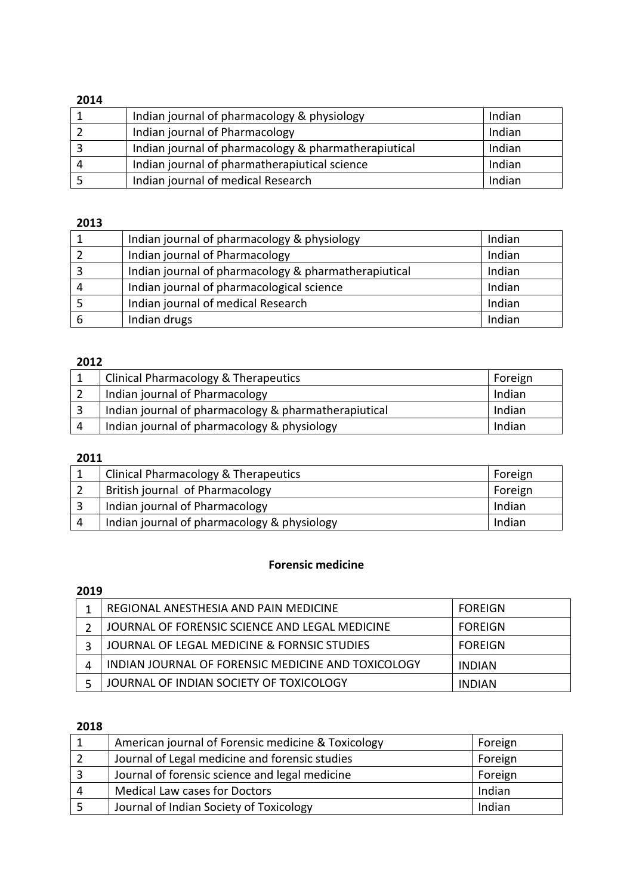**2014**

| | | |
|---|---|---|
| 1 | Indian journal of pharmacology & physiology | Indian |
| 2 | Indian journal of Pharmacology | Indian |
| 3 | Indian journal of pharmacology & pharmatherapiutical | Indian |
| 4 | Indian journal of pharmatherapiutical science | Indian |
| 5 | Indian journal of medical Research | Indian |

**2013**

| | | |
|---|---|---|
| 1 | Indian journal of pharmacology & physiology | Indian |
| 2 | Indian journal of Pharmacology | Indian |
| 3 | Indian journal of pharmacology & pharmatherapiutical | Indian |
| 4 | Indian journal of pharmacological science | Indian |
| 5 | Indian journal of medical Research | Indian |
| 6 | Indian drugs | Indian |

**2012**

| | | |
|---|---|---|
| 1 | Clinical Pharmacology & Therapeutics | Foreign |
| 2 | Indian journal of Pharmacology | Indian |
| 3 | Indian journal of pharmacology & pharmatherapiutical | Indian |
| 4 | Indian journal of pharmacology & physiology | Indian |

**2011**

| | | |
|---|---|---|
| 1 | Clinical Pharmacology & Therapeutics | Foreign |
| 2 | British journal of Pharmacology | Foreign |
| 3 | Indian journal of Pharmacology | Indian |
| 4 | Indian journal of pharmacology & physiology | Indian |

## Forensic medicine

**2019**

| | | |
|---|---|---|
| 1 | REGIONAL ANESTHESIA AND PAIN MEDICINE | FOREIGN |
| 2 | JOURNAL OF FORENSIC SCIENCE AND LEGAL MEDICINE | FOREIGN |
| 3 | JOURNAL OF LEGAL MEDICINE & FORNSIC STUDIES | FOREIGN |
| 4 | INDIAN JOURNAL OF FORENSIC MEDICINE AND TOXICOLOGY | INDIAN |
| 5 | JOURNAL OF INDIAN SOCIETY OF TOXICOLOGY | INDIAN |

**2018**

| | | |
|---|---|---|
| 1 | American journal of Forensic medicine & Toxicology | Foreign |
| 2 | Journal of Legal medicine and forensic studies | Foreign |
| 3 | Journal of forensic science and legal medicine | Foreign |
| 4 | Medical Law cases for Doctors | Indian |
| 5 | Journal of Indian Society of Toxicology | Indian |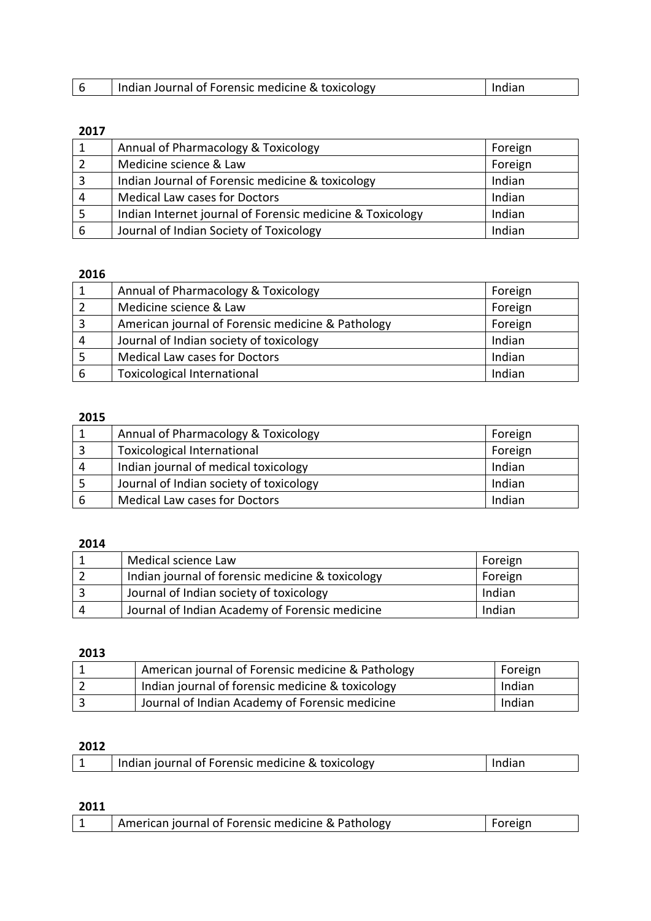| 6 | Indian Journal of Forensic medicine & toxicology | Indian |
|---|---|---|

**2017**

| 1 | Annual of Pharmacology & Toxicology | Foreign |
|---|---|---|
| 2 | Medicine science & Law | Foreign |
| 3 | Indian Journal of Forensic medicine & toxicology | Indian |
| 4 | Medical Law cases for Doctors | Indian |
| 5 | Indian Internet journal of Forensic medicine & Toxicology | Indian |
| 6 | Journal of Indian Society of Toxicology | Indian |

**2016**

| 1 | Annual of Pharmacology & Toxicology | Foreign |
|---|---|---|
| 2 | Medicine science & Law | Foreign |
| 3 | American journal of Forensic medicine & Pathology | Foreign |
| 4 | Journal of Indian society of toxicology | Indian |
| 5 | Medical Law cases for Doctors | Indian |
| 6 | Toxicological International | Indian |

**2015**

| 1 | Annual of Pharmacology & Toxicology | Foreign |
|---|---|---|
| 3 | Toxicological International | Foreign |
| 4 | Indian journal of medical toxicology | Indian |
| 5 | Journal of Indian society of toxicology | Indian |
| 6 | Medical Law cases for Doctors | Indian |

**2014**

| 1 | Medical science Law | Foreign |
|---|---|---|
| 2 | Indian journal of forensic medicine & toxicology | Foreign |
| 3 | Journal of Indian society of toxicology | Indian |
| 4 | Journal of Indian Academy of Forensic medicine | Indian |

**2013**

| 1 | American journal of Forensic medicine & Pathology | Foreign |
|---|---|---|
| 2 | Indian journal of forensic medicine & toxicology | Indian |
| 3 | Journal of Indian Academy of Forensic medicine | Indian |

**2012**

| 1 | Indian journal of Forensic medicine & toxicology | Indian |
|---|---|---|

**2011**

| 1 | American journal of Forensic medicine & Pathology | Foreign |
|---|---|---|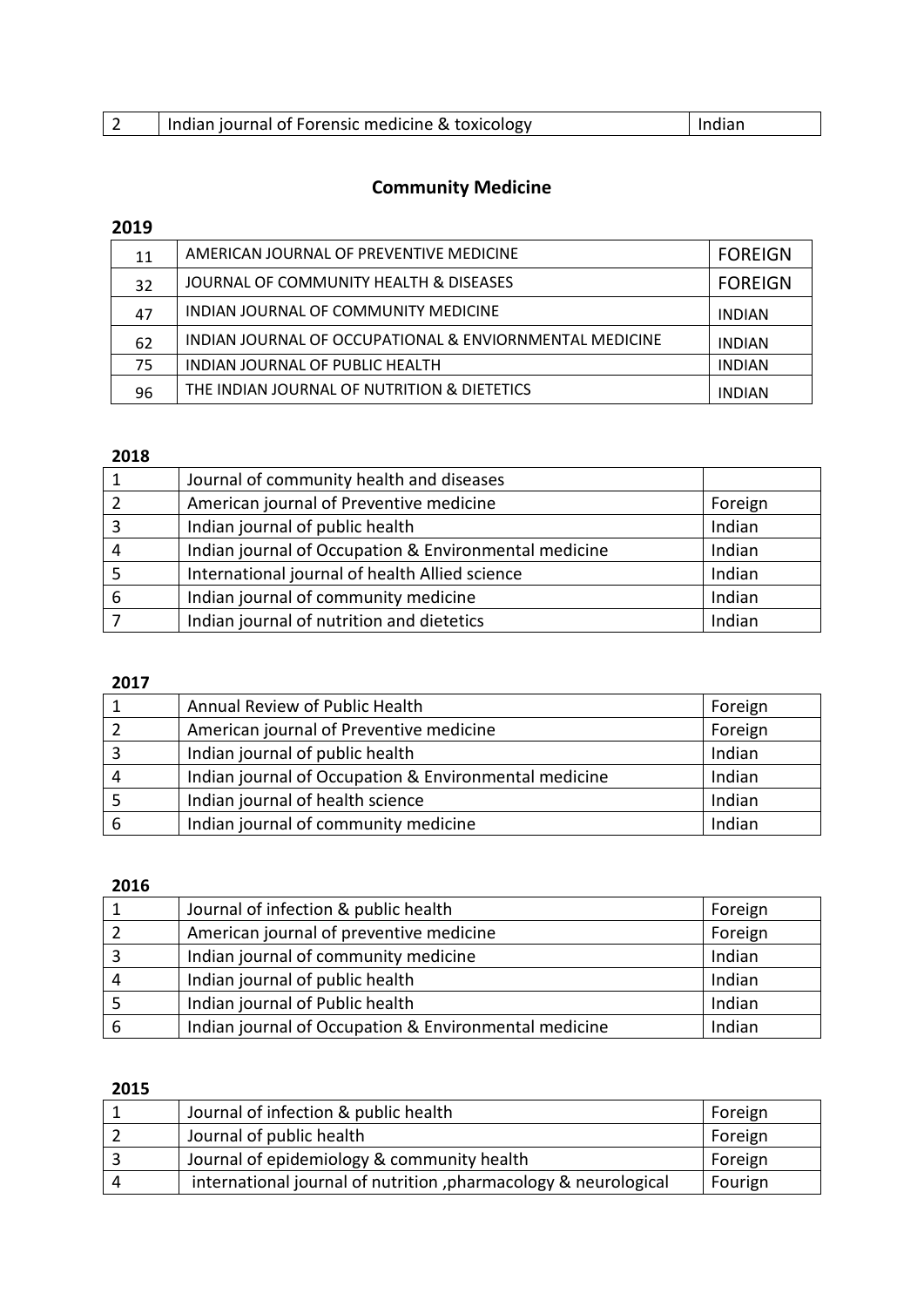| 2 | Indian journal of Forensic medicine & toxicology | Indian |
|---|---|---|

## Community Medicine

**2019**

| 11 | AMERICAN JOURNAL OF PREVENTIVE MEDICINE | FOREIGN |
|---|---|---|
| 32 | JOURNAL OF COMMUNITY HEALTH & DISEASES | FOREIGN |
| 47 | INDIAN JOURNAL OF COMMUNITY MEDICINE | INDIAN |
| 62 | INDIAN JOURNAL OF OCCUPATIONAL & ENVIORNMENTAL MEDICINE | INDIAN |
| 75 | INDIAN JOURNAL OF PUBLIC HEALTH | INDIAN |
| 96 | THE INDIAN JOURNAL OF NUTRITION & DIETETICS | INDIAN |

**2018**

| 1 | Journal of community health and diseases | |
|---|---|---|
| 2 | American journal of Preventive medicine | Foreign |
| 3 | Indian journal of public health | Indian |
| 4 | Indian journal of Occupation & Environmental medicine | Indian |
| 5 | International journal of health Allied science | Indian |
| 6 | Indian journal of community medicine | Indian |
| 7 | Indian journal of nutrition and dietetics | Indian |

**2017**

| 1 | Annual Review of Public Health | Foreign |
|---|---|---|
| 2 | American journal of Preventive medicine | Foreign |
| 3 | Indian journal of public health | Indian |
| 4 | Indian journal of Occupation & Environmental medicine | Indian |
| 5 | Indian journal of health science | Indian |
| 6 | Indian journal of community medicine | Indian |

**2016**

| 1 | Journal of infection & public health | Foreign |
|---|---|---|
| 2 | American journal of preventive medicine | Foreign |
| 3 | Indian journal of community medicine | Indian |
| 4 | Indian journal of public health | Indian |
| 5 | Indian journal of Public health | Indian |
| 6 | Indian journal of Occupation & Environmental medicine | Indian |

**2015**

| 1 | Journal of infection & public health | Foreign |
|---|---|---|
| 2 | Journal of public health | Foreign |
| 3 | Journal of epidemiology & community health | Foreign |
| 4 | international journal of nutrition ,pharmacology & neurological | Fourign |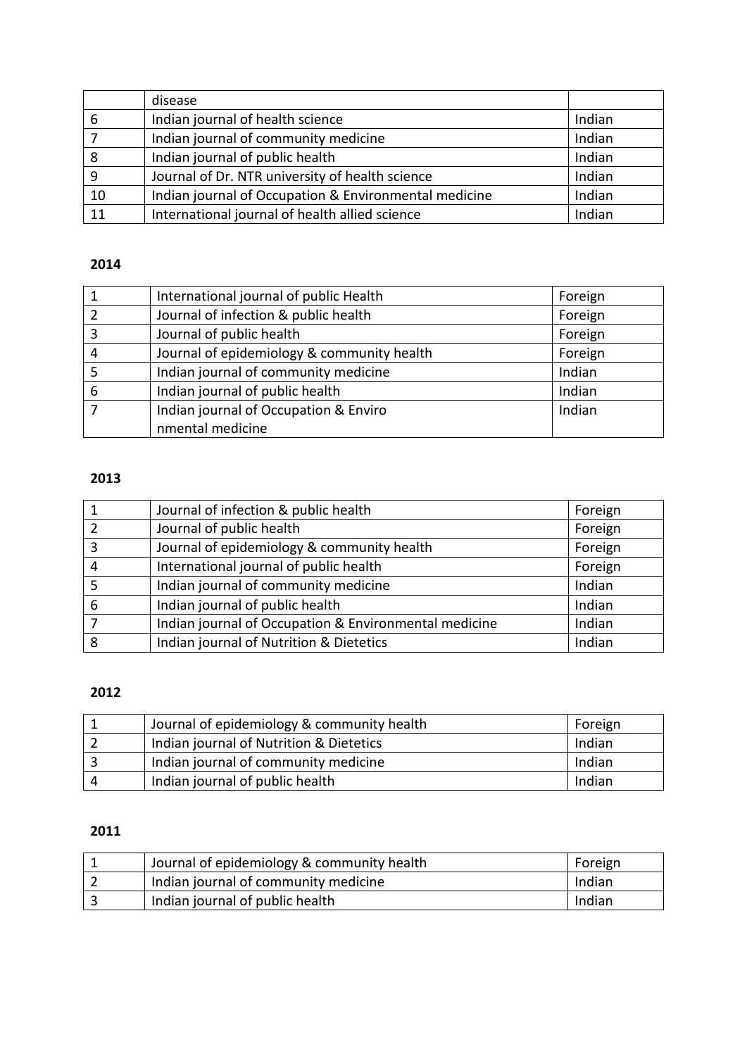| | | |
|---|---|---|
| | disease | |
| 6 | Indian journal of health science | Indian |
| 7 | Indian journal of community medicine | Indian |
| 8 | Indian journal of public health | Indian |
| 9 | Journal of Dr. NTR university of health science | Indian |
| 10 | Indian journal of Occupation & Environmental medicine | Indian |
| 11 | International journal of health allied science | Indian |

**2014**

| | | |
|---|---|---|
| 1 | International journal of public Health | Foreign |
| 2 | Journal of infection & public health | Foreign |
| 3 | Journal of public health | Foreign |
| 4 | Journal of epidemiology & community health | Foreign |
| 5 | Indian journal of community medicine | Indian |
| 6 | Indian journal of public health | Indian |
| 7 | Indian journal of Occupation & Enviro nmental medicine | Indian |

**2013**

| | | |
|---|---|---|
| 1 | Journal of infection & public health | Foreign |
| 2 | Journal of public health | Foreign |
| 3 | Journal of epidemiology & community health | Foreign |
| 4 | International journal of public health | Foreign |
| 5 | Indian journal of community medicine | Indian |
| 6 | Indian journal of public health | Indian |
| 7 | Indian journal of Occupation & Environmental medicine | Indian |
| 8 | Indian journal of Nutrition & Dietetics | Indian |

**2012**

| | | |
|---|---|---|
| 1 | Journal of epidemiology & community health | Foreign |
| 2 | Indian journal of Nutrition & Dietetics | Indian |
| 3 | Indian journal of community medicine | Indian |
| 4 | Indian journal of public health | Indian |

**2011**

| | | |
|---|---|---|
| 1 | Journal of epidemiology & community health | Foreign |
| 2 | Indian journal of community medicine | Indian |
| 3 | Indian journal of public health | Indian |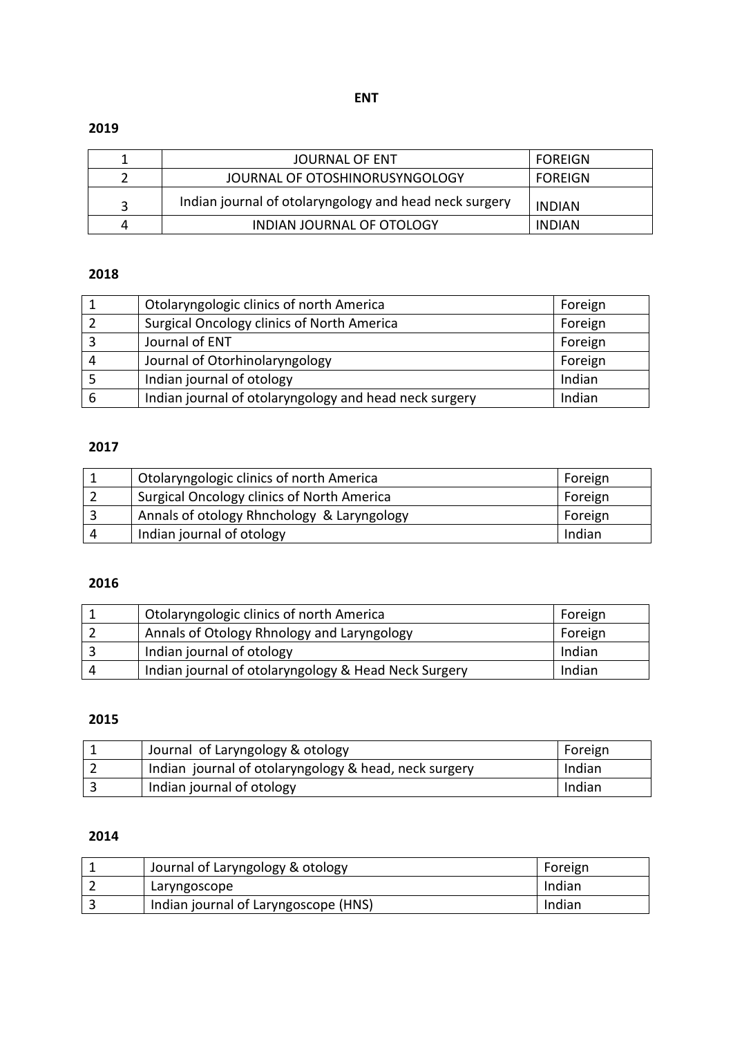# ENT

## 2019

| | | |
|---|---|---|
| 1 | JOURNAL OF ENT | FOREIGN |
| 2 | JOURNAL OF OTOSHINORUSYNGOLOGY | FOREIGN |
| 3 | Indian journal of otolaryngology and head neck surgery | INDIAN |
| 4 | INDIAN JOURNAL OF OTOLOGY | INDIAN |

## 2018

| | | |
|---|---|---|
| 1 | Otolaryngologic clinics of north America | Foreign |
| 2 | Surgical Oncology clinics of North America | Foreign |
| 3 | Journal of ENT | Foreign |
| 4 | Journal of Otorhinolaryngology | Foreign |
| 5 | Indian journal of otology | Indian |
| 6 | Indian journal of otolaryngology and head neck surgery | Indian |

## 2017

| | | |
|---|---|---|
| 1 | Otolaryngologic clinics of north America | Foreign |
| 2 | Surgical Oncology clinics of North America | Foreign |
| 3 | Annals of otology Rhnchology & Laryngology | Foreign |
| 4 | Indian journal of otology | Indian |

## 2016

| | | |
|---|---|---|
| 1 | Otolaryngologic clinics of north America | Foreign |
| 2 | Annals of Otology Rhnology and Laryngology | Foreign |
| 3 | Indian journal of otology | Indian |
| 4 | Indian journal of otolaryngology & Head Neck Surgery | Indian |

## 2015

| | | |
|---|---|---|
| 1 | Journal of Laryngology & otology | Foreign |
| 2 | Indian journal of otolaryngology & head, neck surgery | Indian |
| 3 | Indian journal of otology | Indian |

## 2014

| | | |
|---|---|---|
| 1 | Journal of Laryngology & otology | Foreign |
| 2 | Laryngoscope | Indian |
| 3 | Indian journal of Laryngoscope (HNS) | Indian |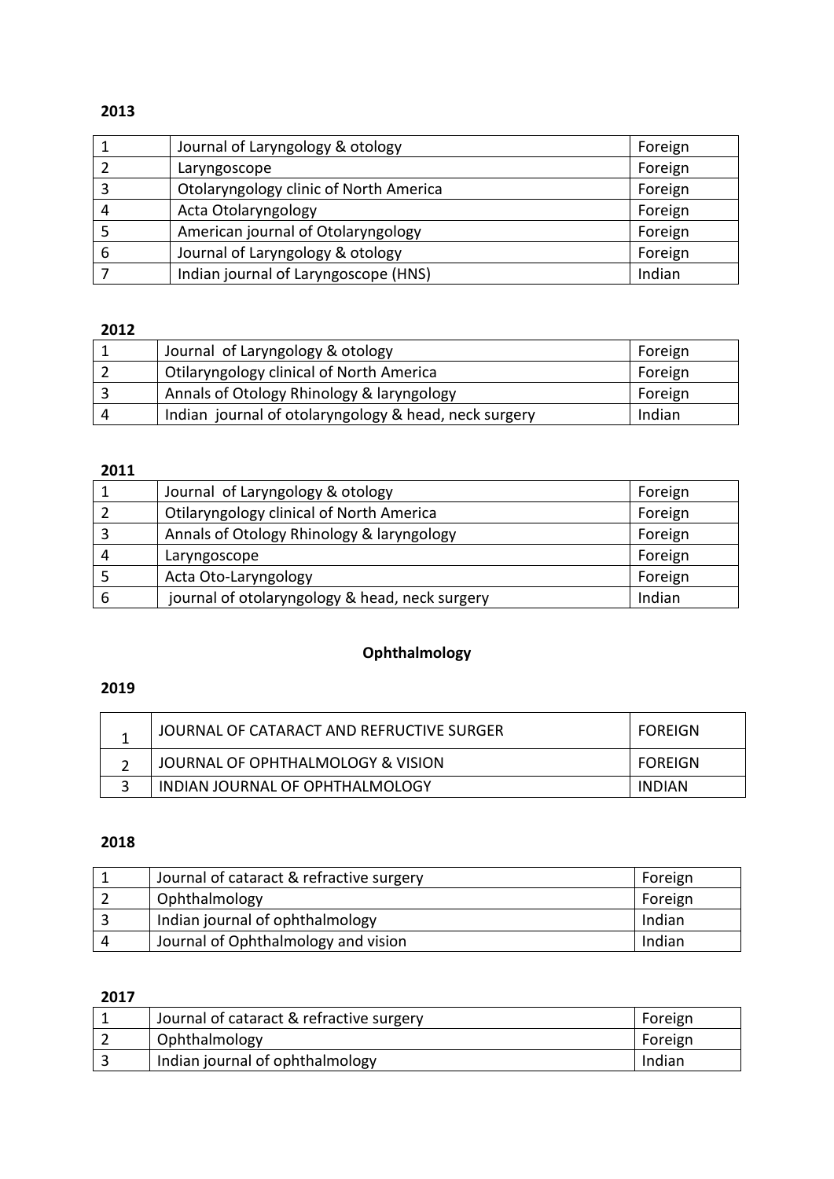**2013**

| | | |
|---|---|---|
| 1 | Journal of Laryngology & otology | Foreign |
| 2 | Laryngoscope | Foreign |
| 3 | Otolaryngology clinic of North America | Foreign |
| 4 | Acta Otolaryngology | Foreign |
| 5 | American journal of Otolaryngology | Foreign |
| 6 | Journal of Laryngology & otology | Foreign |
| 7 | Indian journal of Laryngoscope (HNS) | Indian |

**2012**

| | | |
|---|---|---|
| 1 | Journal of Laryngology & otology | Foreign |
| 2 | Otilaryngology clinical of North America | Foreign |
| 3 | Annals of Otology Rhinology & laryngology | Foreign |
| 4 | Indian journal of otolaryngology & head, neck surgery | Indian |

**2011**

| | | |
|---|---|---|
| 1 | Journal of Laryngology & otology | Foreign |
| 2 | Otilaryngology clinical of North America | Foreign |
| 3 | Annals of Otology Rhinology & laryngology | Foreign |
| 4 | Laryngoscope | Foreign |
| 5 | Acta Oto-Laryngology | Foreign |
| 6 | journal of otolaryngology & head, neck surgery | Indian |

## Ophthalmology

**2019**

| | | |
|---|---|---|
| 1 | JOURNAL OF CATARACT AND REFRUCTIVE SURGER | FOREIGN |
| 2 | JOURNAL OF OPHTHALMOLOGY & VISION | FOREIGN |
| 3 | INDIAN JOURNAL OF OPHTHALMOLOGY | INDIAN |

**2018**

| | | |
|---|---|---|
| 1 | Journal of cataract & refractive surgery | Foreign |
| 2 | Ophthalmology | Foreign |
| 3 | Indian journal of ophthalmology | Indian |
| 4 | Journal of Ophthalmology and vision | Indian |

**2017**

| | | |
|---|---|---|
| 1 | Journal of cataract & refractive surgery | Foreign |
| 2 | Ophthalmology | Foreign |
| 3 | Indian journal of ophthalmology | Indian |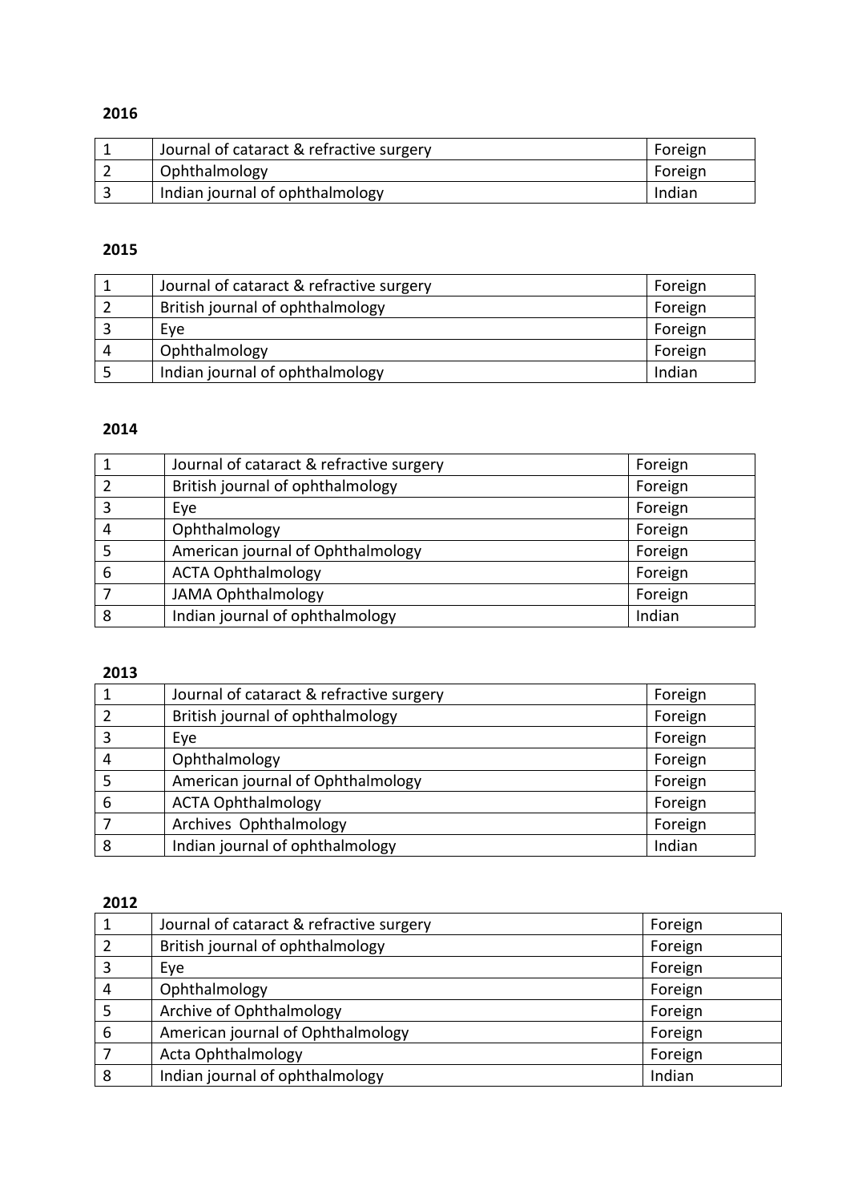**2016**

| 1 | Journal of cataract & refractive surgery | Foreign |
|---|---|---|
| 2 | Ophthalmology | Foreign |
| 3 | Indian journal of ophthalmology | Indian |

**2015**

| 1 | Journal of cataract & refractive surgery | Foreign |
|---|---|---|
| 2 | British journal of ophthalmology | Foreign |
| 3 | Eye | Foreign |
| 4 | Ophthalmology | Foreign |
| 5 | Indian journal of ophthalmology | Indian |

**2014**

| 1 | Journal of cataract & refractive surgery | Foreign |
|---|---|---|
| 2 | British journal of ophthalmology | Foreign |
| 3 | Eye | Foreign |
| 4 | Ophthalmology | Foreign |
| 5 | American journal of Ophthalmology | Foreign |
| 6 | ACTA Ophthalmology | Foreign |
| 7 | JAMA Ophthalmology | Foreign |
| 8 | Indian journal of ophthalmology | Indian |

**2013**

| 1 | Journal of cataract & refractive surgery | Foreign |
|---|---|---|
| 2 | British journal of ophthalmology | Foreign |
| 3 | Eye | Foreign |
| 4 | Ophthalmology | Foreign |
| 5 | American journal of Ophthalmology | Foreign |
| 6 | ACTA Ophthalmology | Foreign |
| 7 | Archives Ophthalmology | Foreign |
| 8 | Indian journal of ophthalmology | Indian |

**2012**

| 1 | Journal of cataract & refractive surgery | Foreign |
|---|---|---|
| 2 | British journal of ophthalmology | Foreign |
| 3 | Eye | Foreign |
| 4 | Ophthalmology | Foreign |
| 5 | Archive of Ophthalmology | Foreign |
| 6 | American journal of Ophthalmology | Foreign |
| 7 | Acta Ophthalmology | Foreign |
| 8 | Indian journal of ophthalmology | Indian |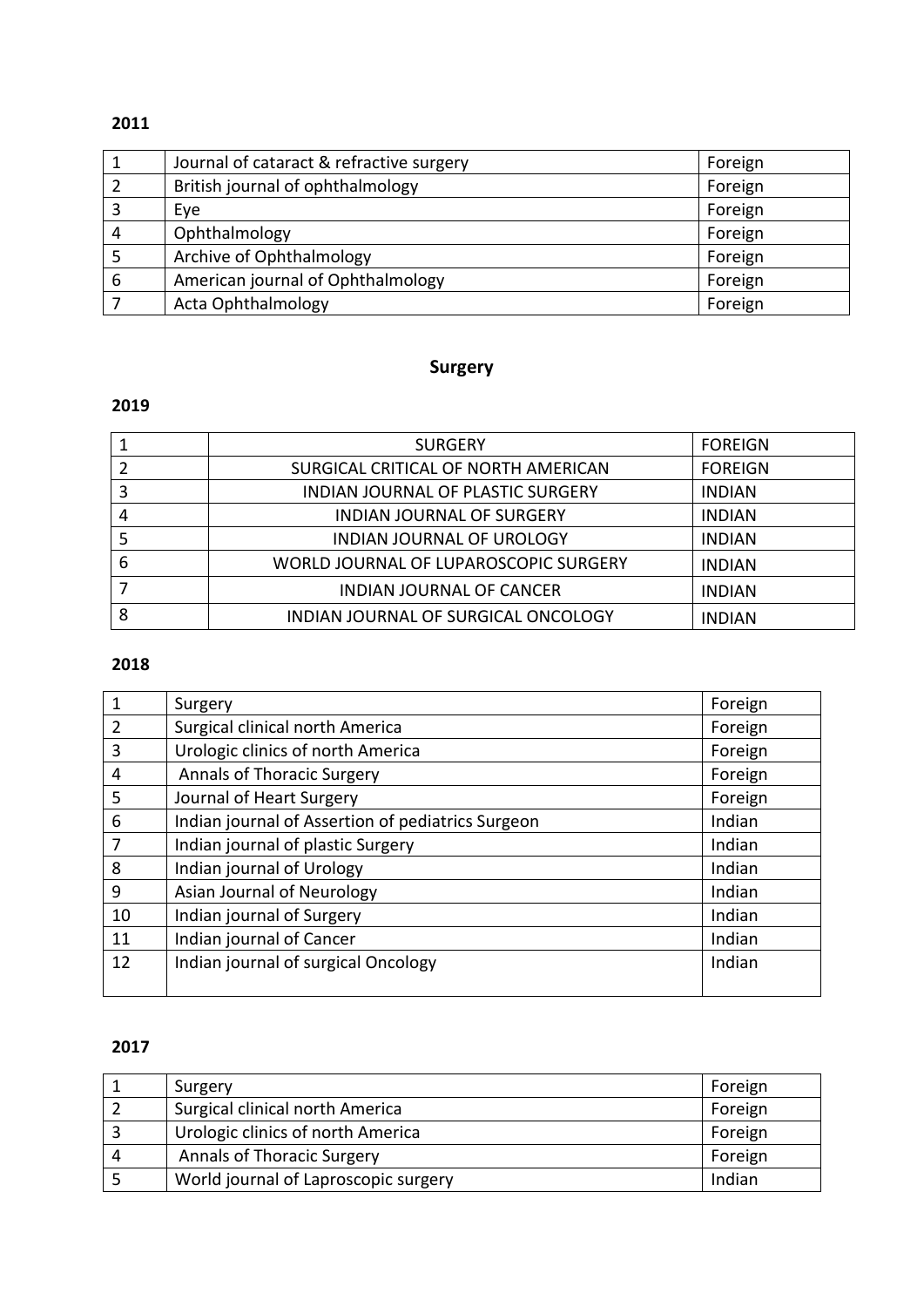**2011**

| | | |
|---|---|---|
| 1 | Journal of cataract & refractive surgery | Foreign |
| 2 | British journal of ophthalmology | Foreign |
| 3 | Eye | Foreign |
| 4 | Ophthalmology | Foreign |
| 5 | Archive of Ophthalmology | Foreign |
| 6 | American journal of Ophthalmology | Foreign |
| 7 | Acta Ophthalmology | Foreign |

## Surgery

**2019**

| | | |
|---|---|---|
| 1 | SURGERY | FOREIGN |
| 2 | SURGICAL CRITICAL OF NORTH AMERICAN | FOREIGN |
| 3 | INDIAN JOURNAL OF PLASTIC SURGERY | INDIAN |
| 4 | INDIAN JOURNAL OF SURGERY | INDIAN |
| 5 | INDIAN JOURNAL OF UROLOGY | INDIAN |
| 6 | WORLD JOURNAL OF LUPAROSCOPIC SURGERY | INDIAN |
| 7 | INDIAN JOURNAL OF CANCER | INDIAN |
| 8 | INDIAN JOURNAL OF SURGICAL ONCOLOGY | INDIAN |

**2018**

| | | |
|---|---|---|
| 1 | Surgery | Foreign |
| 2 | Surgical clinical north America | Foreign |
| 3 | Urologic clinics of north America | Foreign |
| 4 | Annals of Thoracic Surgery | Foreign |
| 5 | Journal of Heart Surgery | Foreign |
| 6 | Indian journal of Assertion of pediatrics Surgeon | Indian |
| 7 | Indian journal of plastic Surgery | Indian |
| 8 | Indian journal of Urology | Indian |
| 9 | Asian Journal of Neurology | Indian |
| 10 | Indian journal of Surgery | Indian |
| 11 | Indian journal of Cancer | Indian |
| 12 | Indian journal of surgical Oncology | Indian |

**2017**

| | | |
|---|---|---|
| 1 | Surgery | Foreign |
| 2 | Surgical clinical north America | Foreign |
| 3 | Urologic clinics of north America | Foreign |
| 4 | Annals of Thoracic Surgery | Foreign |
| 5 | World journal of Laproscopic surgery | Indian |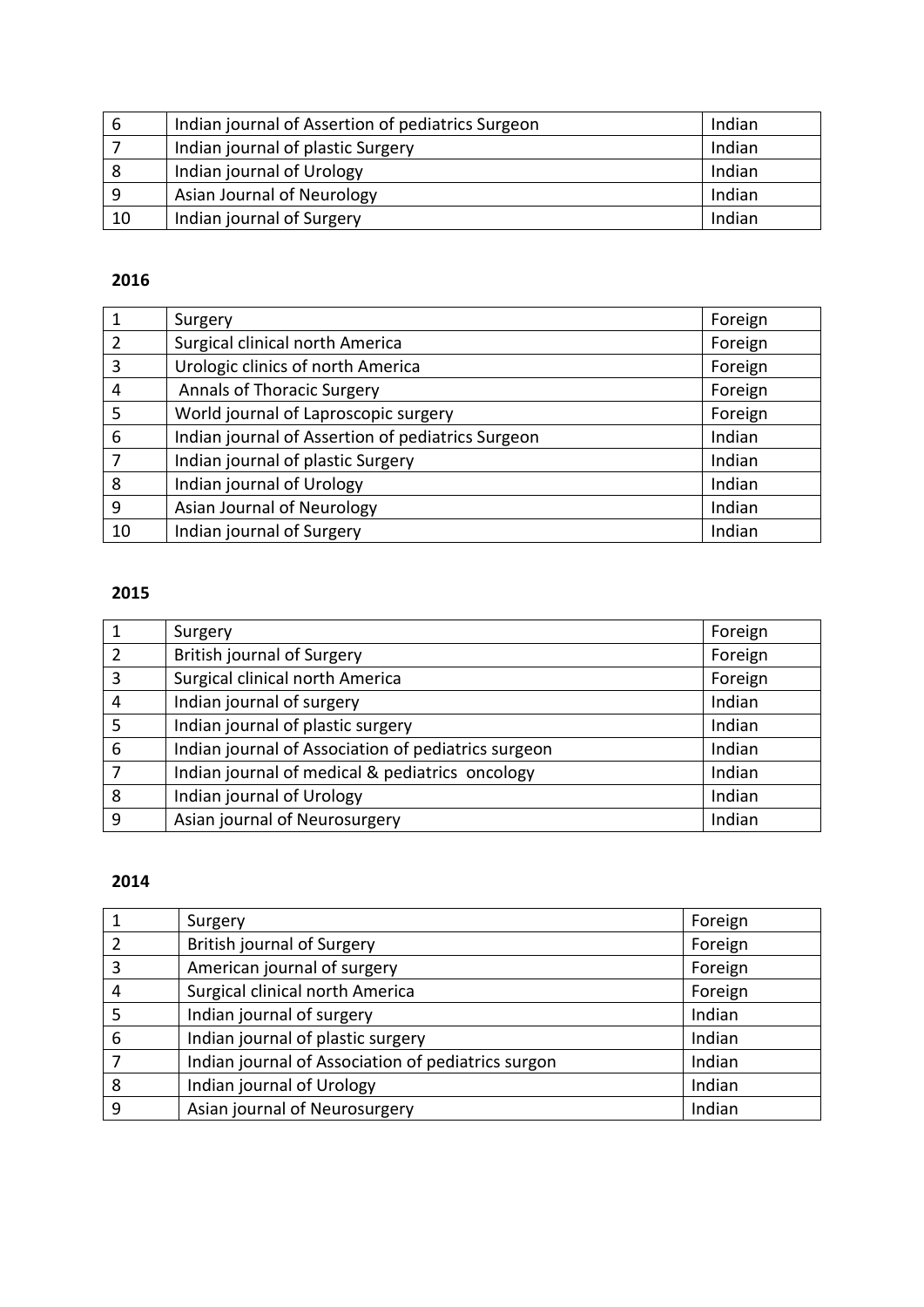| | | |
|---|---|---|
| 6 | Indian journal of Assertion of pediatrics Surgeon | Indian |
| 7 | Indian journal of plastic Surgery | Indian |
| 8 | Indian journal of Urology | Indian |
| 9 | Asian Journal of Neurology | Indian |
| 10 | Indian journal of Surgery | Indian |

**2016**

| | | |
|---|---|---|
| 1 | Surgery | Foreign |
| 2 | Surgical clinical north America | Foreign |
| 3 | Urologic clinics of north America | Foreign |
| 4 | Annals of Thoracic Surgery | Foreign |
| 5 | World journal of Laproscopic surgery | Foreign |
| 6 | Indian journal of Assertion of pediatrics Surgeon | Indian |
| 7 | Indian journal of plastic Surgery | Indian |
| 8 | Indian journal of Urology | Indian |
| 9 | Asian Journal of Neurology | Indian |
| 10 | Indian journal of Surgery | Indian |

**2015**

| | | |
|---|---|---|
| 1 | Surgery | Foreign |
| 2 | British journal of Surgery | Foreign |
| 3 | Surgical clinical north America | Foreign |
| 4 | Indian journal of surgery | Indian |
| 5 | Indian journal of plastic surgery | Indian |
| 6 | Indian journal of Association of pediatrics surgeon | Indian |
| 7 | Indian journal of medical & pediatrics oncology | Indian |
| 8 | Indian journal of Urology | Indian |
| 9 | Asian journal of Neurosurgery | Indian |

**2014**

| | | |
|---|---|---|
| 1 | Surgery | Foreign |
| 2 | British journal of Surgery | Foreign |
| 3 | American journal of surgery | Foreign |
| 4 | Surgical clinical north America | Foreign |
| 5 | Indian journal of surgery | Indian |
| 6 | Indian journal of plastic surgery | Indian |
| 7 | Indian journal of Association of pediatrics surgon | Indian |
| 8 | Indian journal of Urology | Indian |
| 9 | Asian journal of Neurosurgery | Indian |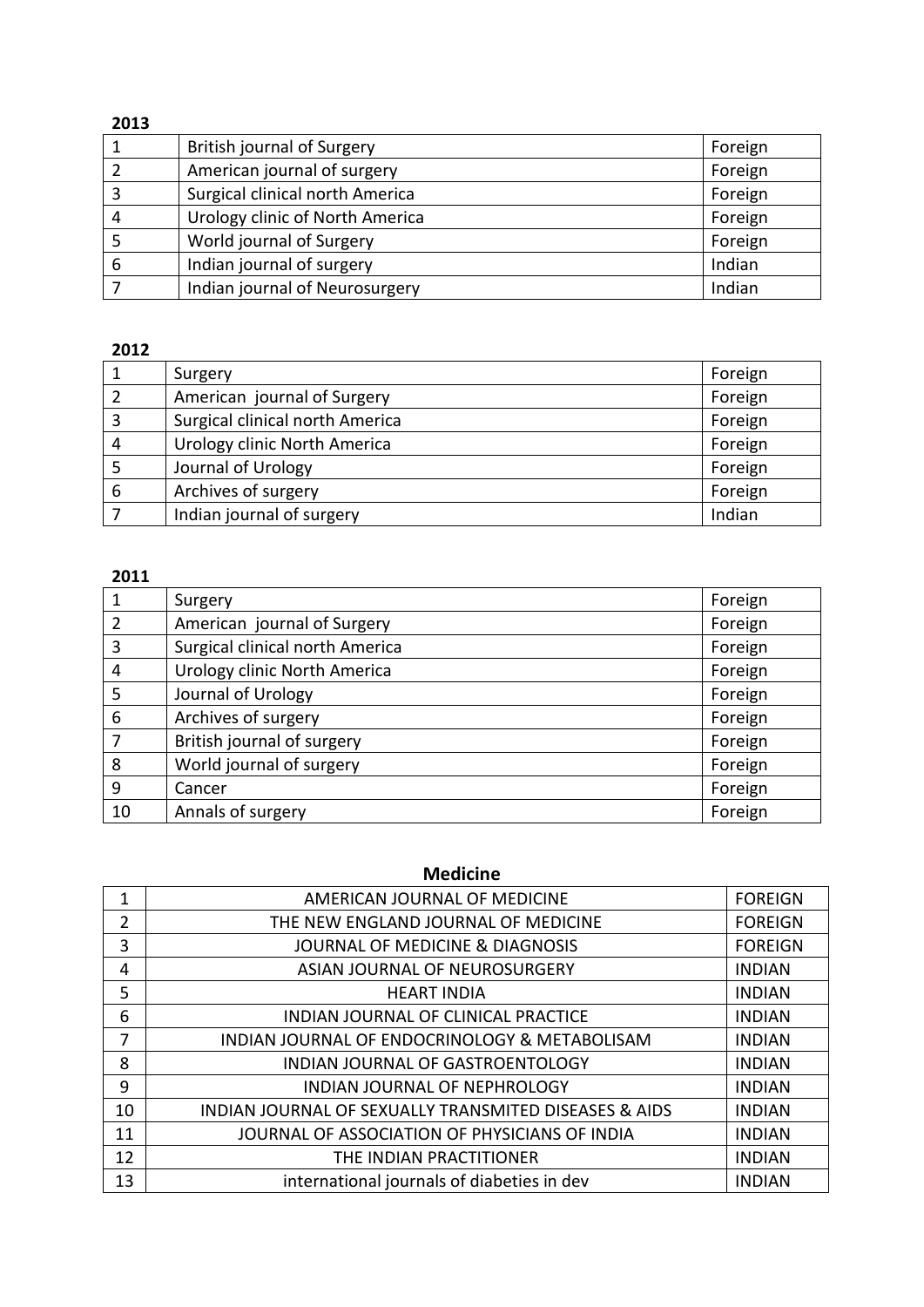**2013**

| | | |
|---|---|---|
| 1 | British journal of Surgery | Foreign |
| 2 | American journal of surgery | Foreign |
| 3 | Surgical clinical north America | Foreign |
| 4 | Urology clinic of North America | Foreign |
| 5 | World journal of Surgery | Foreign |
| 6 | Indian journal of surgery | Indian |
| 7 | Indian journal of Neurosurgery | Indian |

**2012**

| | | |
|---|---|---|
| 1 | Surgery | Foreign |
| 2 | American journal of Surgery | Foreign |
| 3 | Surgical clinical north America | Foreign |
| 4 | Urology clinic North America | Foreign |
| 5 | Journal of Urology | Foreign |
| 6 | Archives of surgery | Foreign |
| 7 | Indian journal of surgery | Indian |

**2011**

| | | |
|---|---|---|
| 1 | Surgery | Foreign |
| 2 | American journal of Surgery | Foreign |
| 3 | Surgical clinical north America | Foreign |
| 4 | Urology clinic North America | Foreign |
| 5 | Journal of Urology | Foreign |
| 6 | Archives of surgery | Foreign |
| 7 | British journal of surgery | Foreign |
| 8 | World journal of surgery | Foreign |
| 9 | Cancer | Foreign |
| 10 | Annals of surgery | Foreign |

**Medicine**

| | | |
|---|---|---|
| 1 | AMERICAN JOURNAL OF MEDICINE | FOREIGN |
| 2 | THE NEW ENGLAND JOURNAL OF MEDICINE | FOREIGN |
| 3 | JOURNAL OF MEDICINE & DIAGNOSIS | FOREIGN |
| 4 | ASIAN JOURNAL OF NEUROSURGERY | INDIAN |
| 5 | HEART INDIA | INDIAN |
| 6 | INDIAN JOURNAL OF CLINICAL PRACTICE | INDIAN |
| 7 | INDIAN JOURNAL OF ENDOCRINOLOGY & METABOLISAM | INDIAN |
| 8 | INDIAN JOURNAL OF GASTROENTOLOGY | INDIAN |
| 9 | INDIAN JOURNAL OF NEPHROLOGY | INDIAN |
| 10 | INDIAN JOURNAL OF SEXUALLY TRANSMITED DISEASES & AIDS | INDIAN |
| 11 | JOURNAL OF ASSOCIATION OF PHYSICIANS OF INDIA | INDIAN |
| 12 | THE INDIAN PRACTITIONER | INDIAN |
| 13 | international journals of diabeties in dev | INDIAN |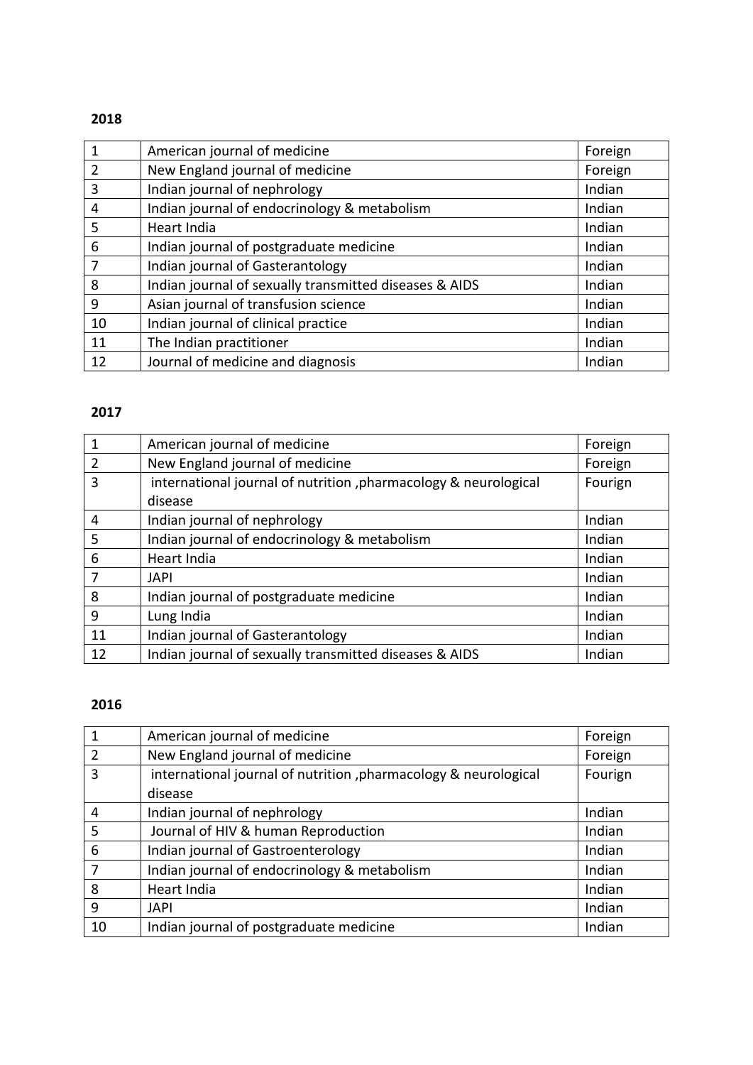**2018**

| | | |
|---|---|---|
| 1 | American journal of medicine | Foreign |
| 2 | New England journal of medicine | Foreign |
| 3 | Indian journal of nephrology | Indian |
| 4 | Indian journal of endocrinology & metabolism | Indian |
| 5 | Heart India | Indian |
| 6 | Indian journal of postgraduate medicine | Indian |
| 7 | Indian journal of Gasterantology | Indian |
| 8 | Indian journal of sexually transmitted diseases & AIDS | Indian |
| 9 | Asian journal of transfusion science | Indian |
| 10 | Indian journal of clinical practice | Indian |
| 11 | The Indian practitioner | Indian |
| 12 | Journal of medicine and diagnosis | Indian |

**2017**

| | | |
|---|---|---|
| 1 | American journal of medicine | Foreign |
| 2 | New England journal of medicine | Foreign |
| 3 | international journal of nutrition ,pharmacology & neurological disease | Fourign |
| 4 | Indian journal of nephrology | Indian |
| 5 | Indian journal of endocrinology & metabolism | Indian |
| 6 | Heart India | Indian |
| 7 | JAPI | Indian |
| 8 | Indian journal of postgraduate medicine | Indian |
| 9 | Lung India | Indian |
| 11 | Indian journal of Gasterantology | Indian |
| 12 | Indian journal of sexually transmitted diseases & AIDS | Indian |

**2016**

| | | |
|---|---|---|
| 1 | American journal of medicine | Foreign |
| 2 | New England journal of medicine | Foreign |
| 3 | international journal of nutrition ,pharmacology & neurological disease | Fourign |
| 4 | Indian journal of nephrology | Indian |
| 5 | Journal of HIV & human Reproduction | Indian |
| 6 | Indian journal of Gastroenterology | Indian |
| 7 | Indian journal of endocrinology & metabolism | Indian |
| 8 | Heart India | Indian |
| 9 | JAPI | Indian |
| 10 | Indian journal of postgraduate medicine | Indian |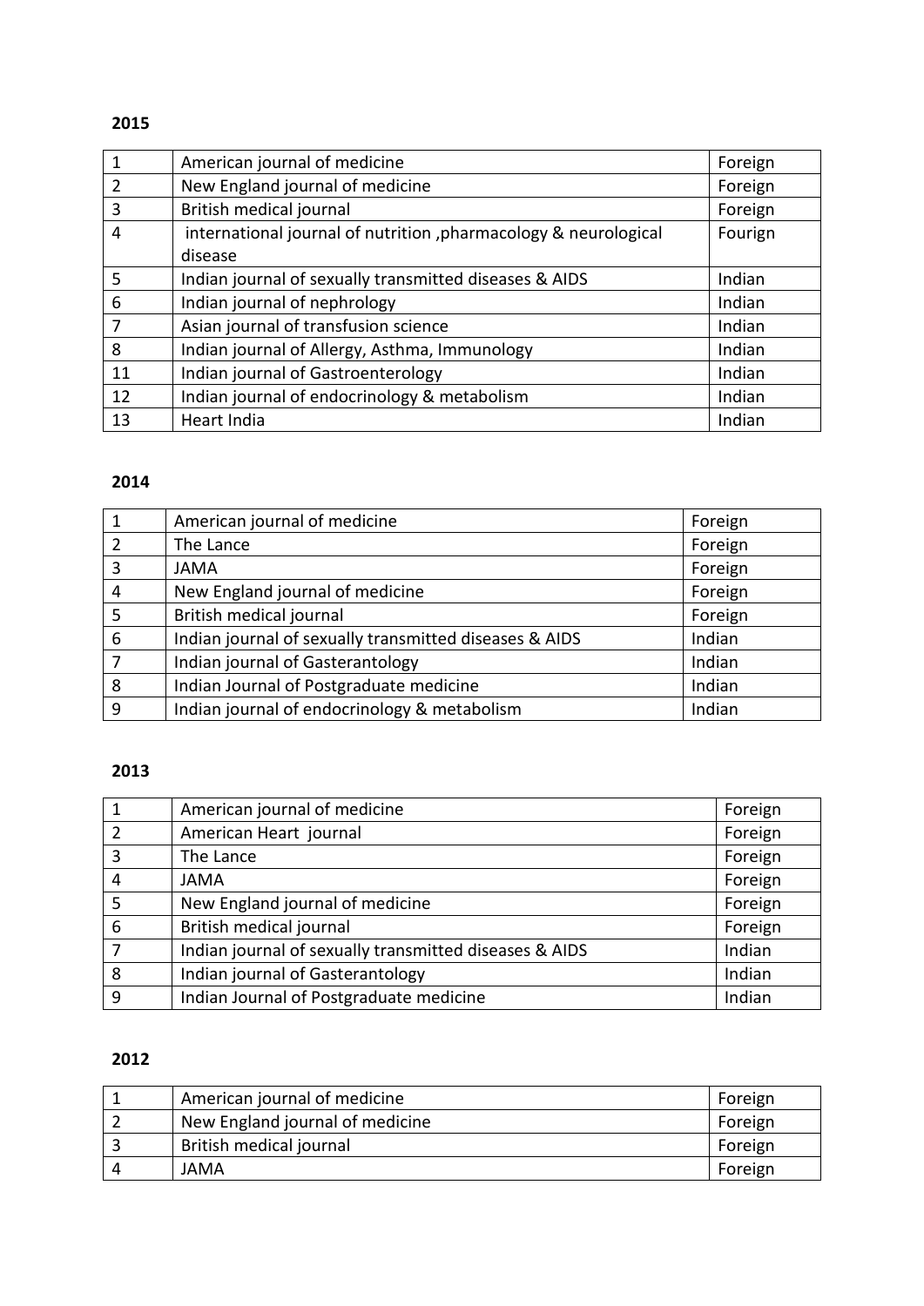**2015**

| | | |
|---|---|---|
| 1 | American journal of medicine | Foreign |
| 2 | New England journal of medicine | Foreign |
| 3 | British medical journal | Foreign |
| 4 | international journal of nutrition ,pharmacology & neurological disease | Fourign |
| 5 | Indian journal of sexually transmitted diseases & AIDS | Indian |
| 6 | Indian journal of nephrology | Indian |
| 7 | Asian journal of transfusion science | Indian |
| 8 | Indian journal of Allergy, Asthma, Immunology | Indian |
| 11 | Indian journal of Gastroenterology | Indian |
| 12 | Indian journal of endocrinology & metabolism | Indian |
| 13 | Heart India | Indian |

**2014**

| | | |
|---|---|---|
| 1 | American journal of medicine | Foreign |
| 2 | The Lance | Foreign |
| 3 | JAMA | Foreign |
| 4 | New England journal of medicine | Foreign |
| 5 | British medical journal | Foreign |
| 6 | Indian journal of sexually transmitted diseases & AIDS | Indian |
| 7 | Indian journal of Gasterantology | Indian |
| 8 | Indian Journal of Postgraduate medicine | Indian |
| 9 | Indian journal of endocrinology & metabolism | Indian |

**2013**

| | | |
|---|---|---|
| 1 | American journal of medicine | Foreign |
| 2 | American Heart journal | Foreign |
| 3 | The Lance | Foreign |
| 4 | JAMA | Foreign |
| 5 | New England journal of medicine | Foreign |
| 6 | British medical journal | Foreign |
| 7 | Indian journal of sexually transmitted diseases & AIDS | Indian |
| 8 | Indian journal of Gasterantology | Indian |
| 9 | Indian Journal of Postgraduate medicine | Indian |

**2012**

| | | |
|---|---|---|
| 1 | American journal of medicine | Foreign |
| 2 | New England journal of medicine | Foreign |
| 3 | British medical journal | Foreign |
| 4 | JAMA | Foreign |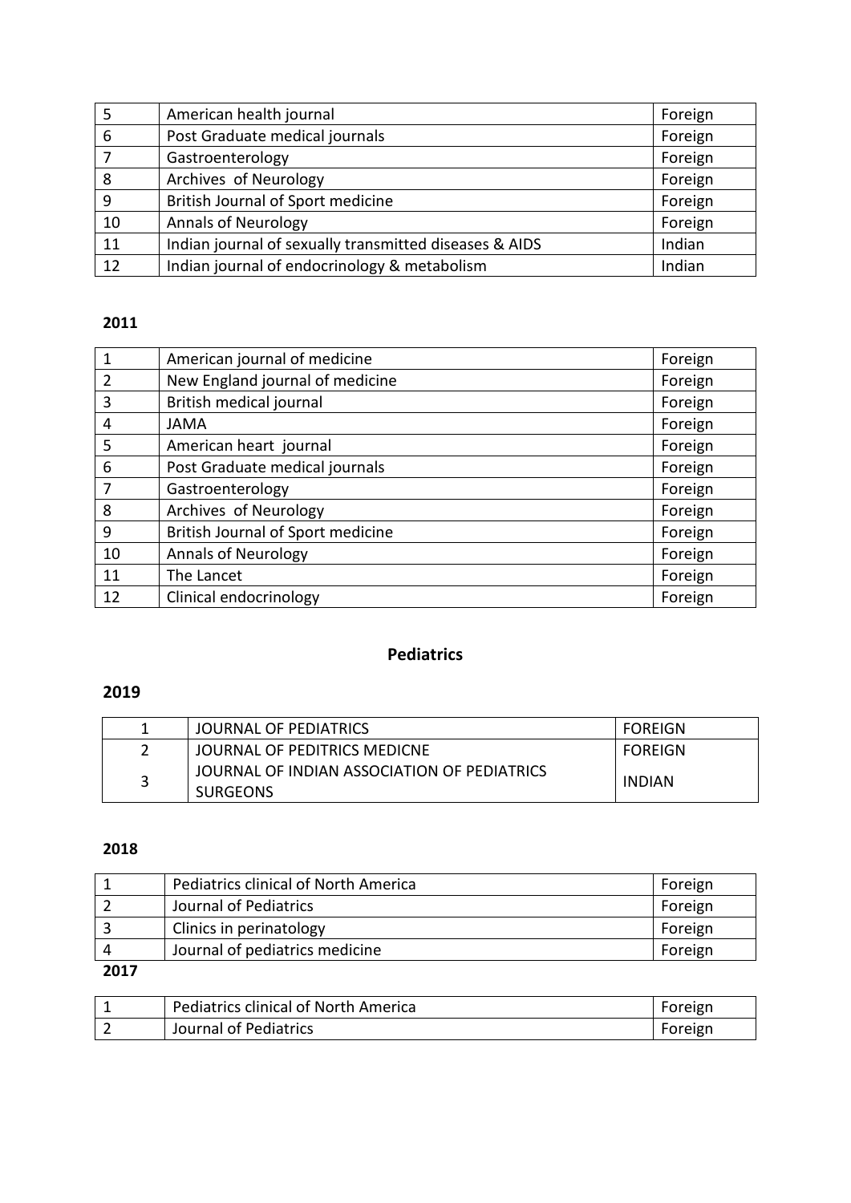| | | |
|---|---|---|
| 5 | American health journal | Foreign |
| 6 | Post Graduate medical journals | Foreign |
| 7 | Gastroenterology | Foreign |
| 8 | Archives of Neurology | Foreign |
| 9 | British Journal of Sport medicine | Foreign |
| 10 | Annals of Neurology | Foreign |
| 11 | Indian journal of sexually transmitted diseases & AIDS | Indian |
| 12 | Indian journal of endocrinology & metabolism | Indian |

**2011**

| | | |
|---|---|---|
| 1 | American journal of medicine | Foreign |
| 2 | New England journal of medicine | Foreign |
| 3 | British medical journal | Foreign |
| 4 | JAMA | Foreign |
| 5 | American heart journal | Foreign |
| 6 | Post Graduate medical journals | Foreign |
| 7 | Gastroenterology | Foreign |
| 8 | Archives of Neurology | Foreign |
| 9 | British Journal of Sport medicine | Foreign |
| 10 | Annals of Neurology | Foreign |
| 11 | The Lancet | Foreign |
| 12 | Clinical endocrinology | Foreign |

## Pediatrics

**2019**

| | | |
|---|---|---|
| 1 | JOURNAL OF PEDIATRICS | FOREIGN |
| 2 | JOURNAL OF PEDITRICS MEDICNE | FOREIGN |
| 3 | JOURNAL OF INDIAN ASSOCIATION OF PEDIATRICS SURGEONS | INDIAN |

**2018**

| | | |
|---|---|---|
| 1 | Pediatrics clinical of North America | Foreign |
| 2 | Journal of Pediatrics | Foreign |
| 3 | Clinics in perinatology | Foreign |
| 4 | Journal of pediatrics medicine | Foreign |

**2017**

| | | |
|---|---|---|
| 1 | Pediatrics clinical of North America | Foreign |
| 2 | Journal of Pediatrics | Foreign |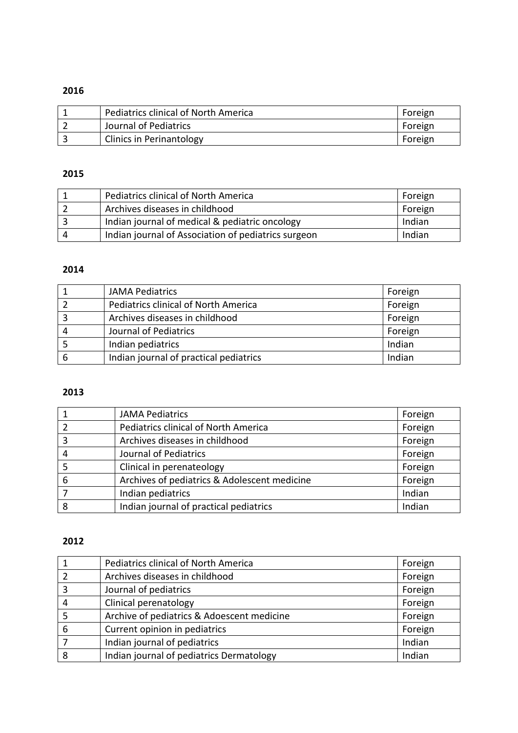**2016**

| | | |
|---|---|---|
| 1 | Pediatrics clinical of North America | Foreign |
| 2 | Journal of Pediatrics | Foreign |
| 3 | Clinics in Perinantology | Foreign |

**2015**

| | | |
|---|---|---|
| 1 | Pediatrics clinical of North America | Foreign |
| 2 | Archives diseases in childhood | Foreign |
| 3 | Indian journal of medical & pediatric oncology | Indian |
| 4 | Indian journal of Association of pediatrics surgeon | Indian |

**2014**

| | | |
|---|---|---|
| 1 | JAMA Pediatrics | Foreign |
| 2 | Pediatrics clinical of North America | Foreign |
| 3 | Archives diseases in childhood | Foreign |
| 4 | Journal of Pediatrics | Foreign |
| 5 | Indian pediatrics | Indian |
| 6 | Indian journal of practical pediatrics | Indian |

**2013**

| | | |
|---|---|---|
| 1 | JAMA Pediatrics | Foreign |
| 2 | Pediatrics clinical of North America | Foreign |
| 3 | Archives diseases in childhood | Foreign |
| 4 | Journal of Pediatrics | Foreign |
| 5 | Clinical in perenateology | Foreign |
| 6 | Archives of pediatrics & Adolescent medicine | Foreign |
| 7 | Indian pediatrics | Indian |
| 8 | Indian journal of practical pediatrics | Indian |

**2012**

| | | |
|---|---|---|
| 1 | Pediatrics clinical of North America | Foreign |
| 2 | Archives diseases in childhood | Foreign |
| 3 | Journal of pediatrics | Foreign |
| 4 | Clinical perenatology | Foreign |
| 5 | Archive of pediatrics & Adoescent medicine | Foreign |
| 6 | Current opinion in pediatrics | Foreign |
| 7 | Indian journal of pediatrics | Indian |
| 8 | Indian journal of pediatrics Dermatology | Indian |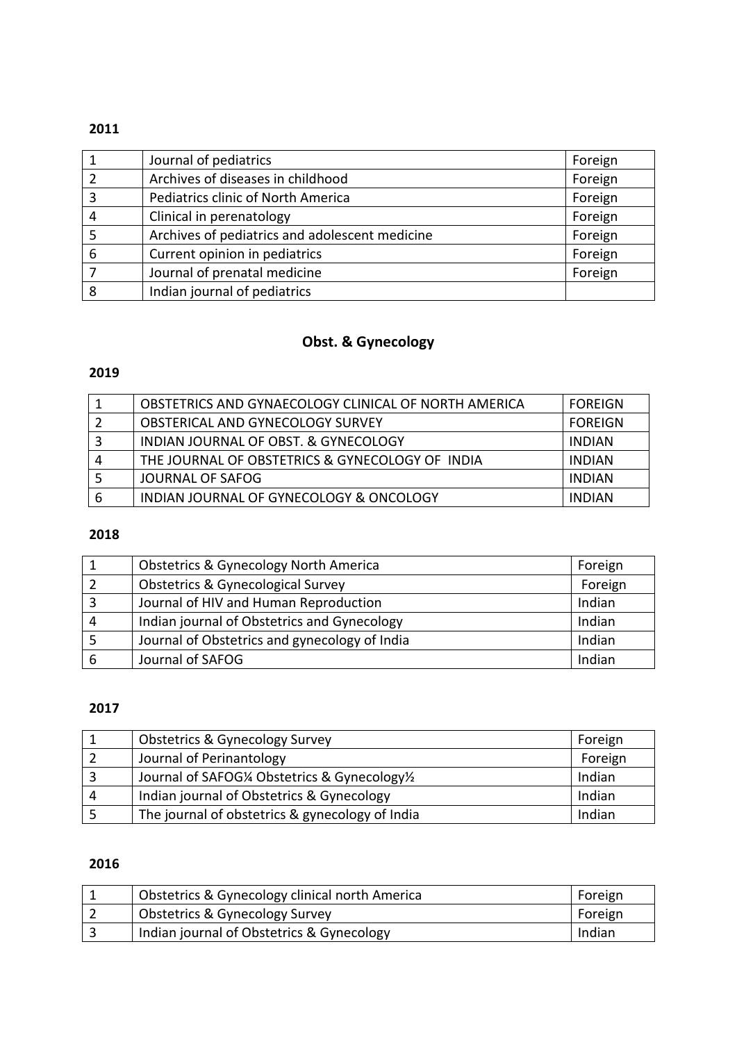**2011**

| | | |
|---|---|---|
| 1 | Journal of pediatrics | Foreign |
| 2 | Archives of diseases in childhood | Foreign |
| 3 | Pediatrics clinic of North America | Foreign |
| 4 | Clinical in perenatology | Foreign |
| 5 | Archives of pediatrics and adolescent medicine | Foreign |
| 6 | Current opinion in pediatrics | Foreign |
| 7 | Journal of prenatal medicine | Foreign |
| 8 | Indian journal of pediatrics | |

## Obst. & Gynecology

**2019**

| | | |
|---|---|---|
| 1 | OBSTETRICS AND GYNAECOLOGY CLINICAL OF NORTH AMERICA | FOREIGN |
| 2 | OBSTERICAL AND GYNECOLOGY SURVEY | FOREIGN |
| 3 | INDIAN JOURNAL OF OBST. & GYNECOLOGY | INDIAN |
| 4 | THE JOURNAL OF OBSTETRICS & GYNECOLOGY OF INDIA | INDIAN |
| 5 | JOURNAL OF SAFOG | INDIAN |
| 6 | INDIAN JOURNAL OF GYNECOLOGY & ONCOLOGY | INDIAN |

**2018**

| | | |
|---|---|---|
| 1 | Obstetrics & Gynecology North America | Foreign |
| 2 | Obstetrics & Gynecological Survey | Foreign |
| 3 | Journal of HIV and Human Reproduction | Indian |
| 4 | Indian journal of Obstetrics and Gynecology | Indian |
| 5 | Journal of Obstetrics and gynecology of India | Indian |
| 6 | Journal of SAFOG | Indian |

**2017**

| | | |
|---|---|---|
| 1 | Obstetrics & Gynecology Survey | Foreign |
| 2 | Journal of Perinantology | Foreign |
| 3 | Journal of SAFOG¼ Obstetrics & Gynecology½ | Indian |
| 4 | Indian journal of Obstetrics & Gynecology | Indian |
| 5 | The journal of obstetrics & gynecology of India | Indian |

**2016**

| | | |
|---|---|---|
| 1 | Obstetrics & Gynecology clinical north America | Foreign |
| 2 | Obstetrics & Gynecology Survey | Foreign |
| 3 | Indian journal of Obstetrics & Gynecology | Indian |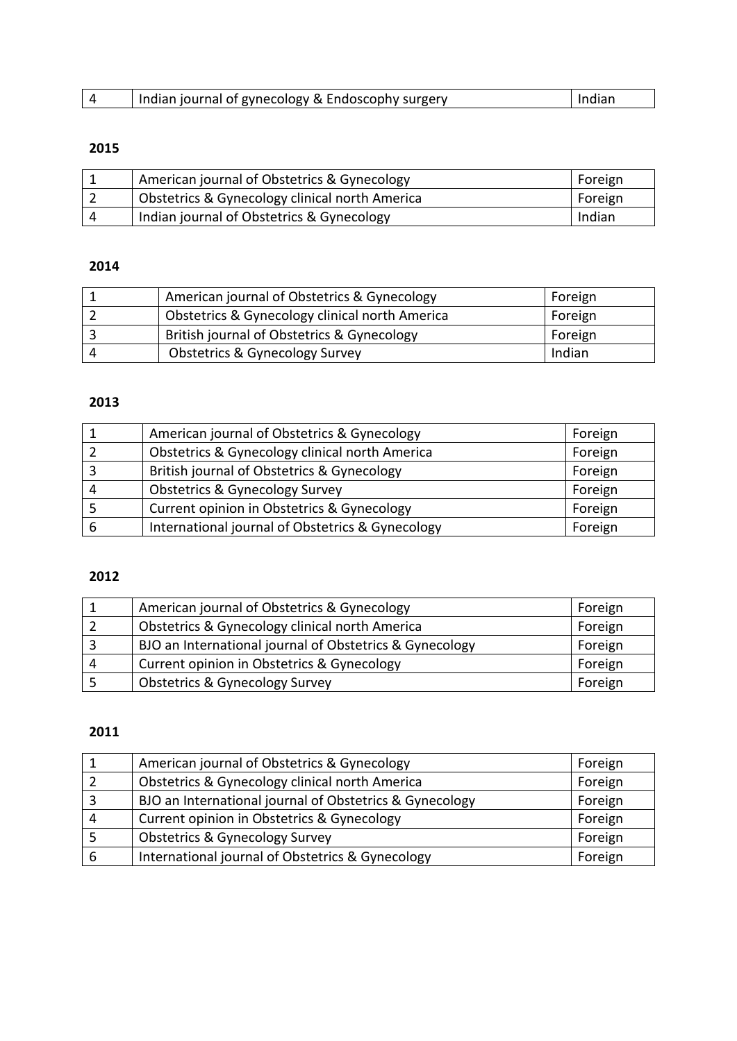| 4 | Indian journal of gynecology & Endoscophy surgery | Indian |
|---|---|---|

**2015**

| 1 | American journal of Obstetrics & Gynecology | Foreign |
|---|---|---|
| 2 | Obstetrics & Gynecology clinical north America | Foreign |
| 4 | Indian journal of Obstetrics & Gynecology | Indian |

**2014**

| 1 | American journal of Obstetrics & Gynecology | Foreign |
|---|---|---|
| 2 | Obstetrics & Gynecology clinical north America | Foreign |
| 3 | British journal of Obstetrics & Gynecology | Foreign |
| 4 | Obstetrics & Gynecology Survey | Indian |

**2013**

| 1 | American journal of Obstetrics & Gynecology | Foreign |
|---|---|---|
| 2 | Obstetrics & Gynecology clinical north America | Foreign |
| 3 | British journal of Obstetrics & Gynecology | Foreign |
| 4 | Obstetrics & Gynecology Survey | Foreign |
| 5 | Current opinion in Obstetrics & Gynecology | Foreign |
| 6 | International journal of Obstetrics & Gynecology | Foreign |

**2012**

| 1 | American journal of Obstetrics & Gynecology | Foreign |
|---|---|---|
| 2 | Obstetrics & Gynecology clinical north America | Foreign |
| 3 | BJO an International journal of Obstetrics & Gynecology | Foreign |
| 4 | Current opinion in Obstetrics & Gynecology | Foreign |
| 5 | Obstetrics & Gynecology Survey | Foreign |

**2011**

| 1 | American journal of Obstetrics & Gynecology | Foreign |
|---|---|---|
| 2 | Obstetrics & Gynecology clinical north America | Foreign |
| 3 | BJO an International journal of Obstetrics & Gynecology | Foreign |
| 4 | Current opinion in Obstetrics & Gynecology | Foreign |
| 5 | Obstetrics & Gynecology Survey | Foreign |
| 6 | International journal of Obstetrics & Gynecology | Foreign |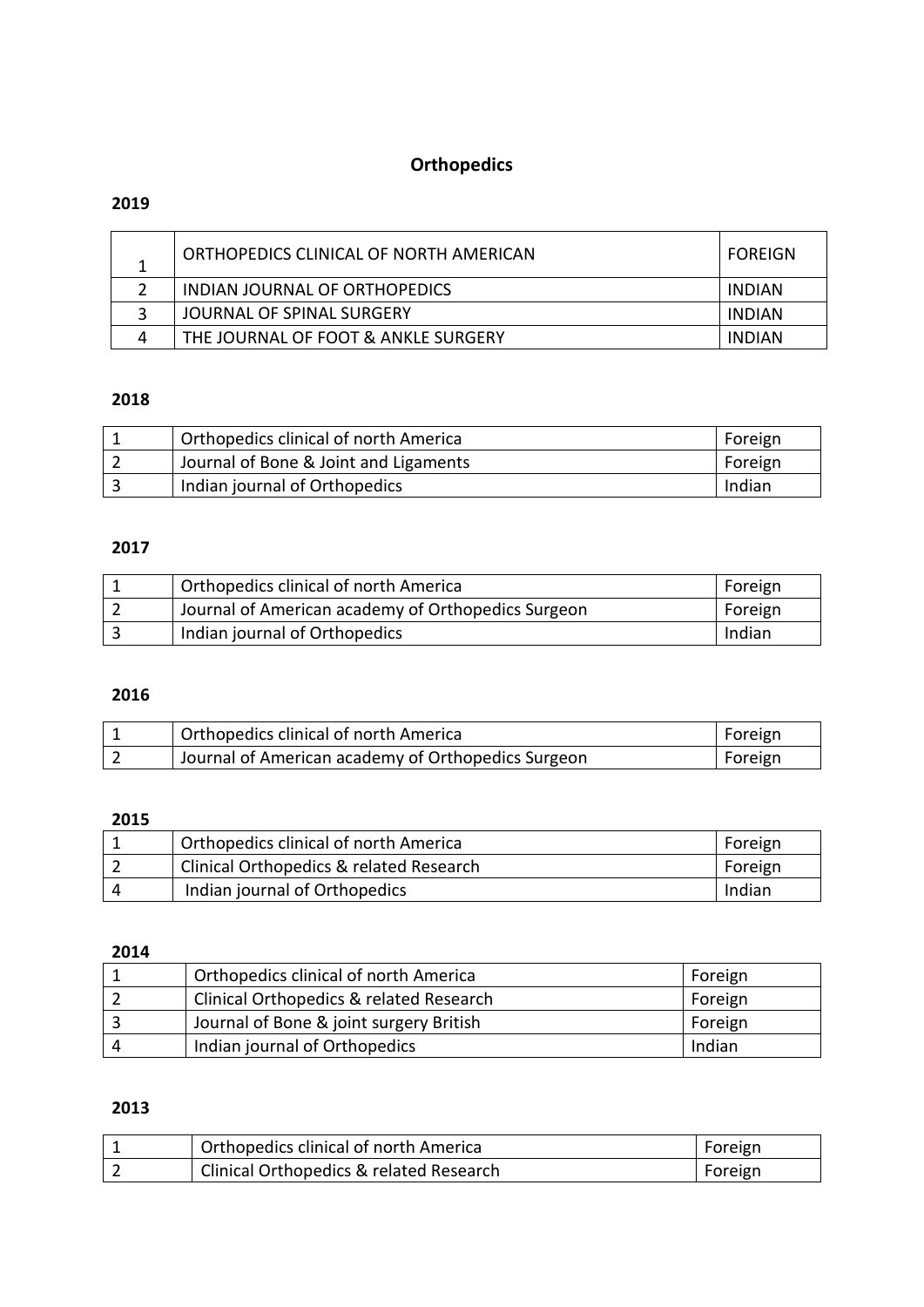# Orthopedics

## 2019

| | | |
|---|---|---|
| 1 | ORTHOPEDICS CLINICAL OF NORTH AMERICAN | FOREIGN |
| 2 | INDIAN JOURNAL OF ORTHOPEDICS | INDIAN |
| 3 | JOURNAL OF SPINAL SURGERY | INDIAN |
| 4 | THE JOURNAL OF FOOT & ANKLE SURGERY | INDIAN |

## 2018

| | | |
|---|---|---|
| 1 | Orthopedics clinical of north America | Foreign |
| 2 | Journal of Bone & Joint and Ligaments | Foreign |
| 3 | Indian journal of Orthopedics | Indian |

## 2017

| | | |
|---|---|---|
| 1 | Orthopedics clinical of north America | Foreign |
| 2 | Journal of American academy of Orthopedics Surgeon | Foreign |
| 3 | Indian journal of Orthopedics | Indian |

## 2016

| | | |
|---|---|---|
| 1 | Orthopedics clinical of north America | Foreign |
| 2 | Journal of American academy of Orthopedics Surgeon | Foreign |

## 2015

| | | |
|---|---|---|
| 1 | Orthopedics clinical of north America | Foreign |
| 2 | Clinical Orthopedics & related Research | Foreign |
| 4 | Indian journal of Orthopedics | Indian |

## 2014

| | | |
|---|---|---|
| 1 | Orthopedics clinical of north America | Foreign |
| 2 | Clinical Orthopedics & related Research | Foreign |
| 3 | Journal of Bone & joint surgery British | Foreign |
| 4 | Indian journal of Orthopedics | Indian |

## 2013

| | | |
|---|---|---|
| 1 | Orthopedics clinical of north America | Foreign |
| 2 | Clinical Orthopedics & related Research | Foreign |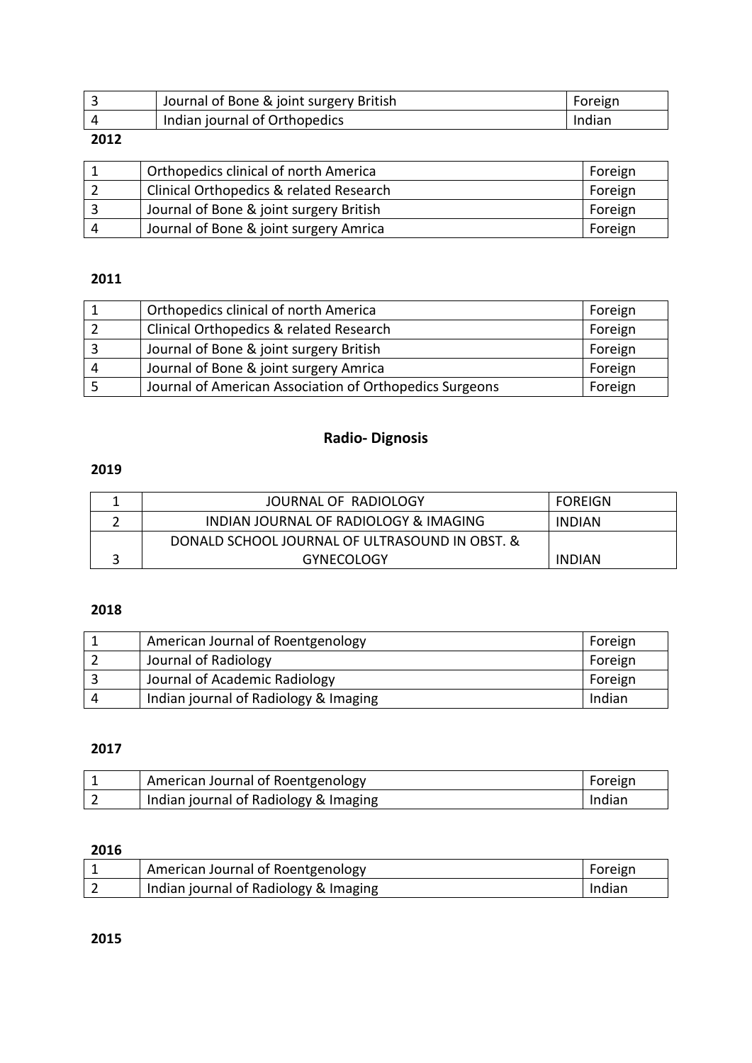| | | |
|---|---|---|
| 3 | Journal of Bone & joint surgery British | Foreign |
| 4 | Indian journal of Orthopedics | Indian |

**2012**

| | | |
|---|---|---|
| 1 | Orthopedics clinical of north America | Foreign |
| 2 | Clinical Orthopedics & related Research | Foreign |
| 3 | Journal of Bone & joint surgery British | Foreign |
| 4 | Journal of Bone & joint surgery Amrica | Foreign |

**2011**

| | | |
|---|---|---|
| 1 | Orthopedics clinical of north America | Foreign |
| 2 | Clinical Orthopedics & related Research | Foreign |
| 3 | Journal of Bone & joint surgery British | Foreign |
| 4 | Journal of Bone & joint surgery Amrica | Foreign |
| 5 | Journal of American Association of Orthopedics Surgeons | Foreign |

## Radio- Dignosis

**2019**

| | | |
|---|---|---|
| 1 | JOURNAL OF RADIOLOGY | FOREIGN |
| 2 | INDIAN JOURNAL OF RADIOLOGY & IMAGING | INDIAN |
| 3 | DONALD SCHOOL JOURNAL OF ULTRASOUND IN OBST. & GYNECOLOGY | INDIAN |

**2018**

| | | |
|---|---|---|
| 1 | American Journal of Roentgenology | Foreign |
| 2 | Journal of Radiology | Foreign |
| 3 | Journal of Academic Radiology | Foreign |
| 4 | Indian journal of Radiology & Imaging | Indian |

**2017**

| | | |
|---|---|---|
| 1 | American Journal of Roentgenology | Foreign |
| 2 | Indian journal of Radiology & Imaging | Indian |

**2016**

| | | |
|---|---|---|
| 1 | American Journal of Roentgenology | Foreign |
| 2 | Indian journal of Radiology & Imaging | Indian |

**2015**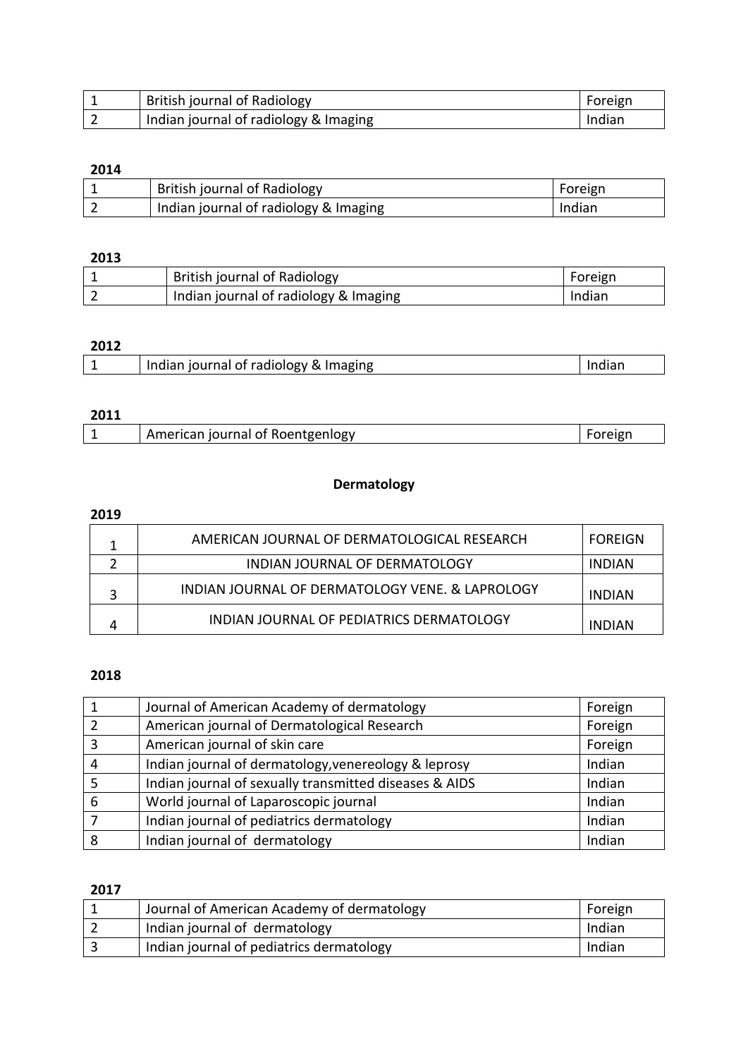| 1 | British journal of Radiology | Foreign |
|---|---|---|
| 2 | Indian journal of radiology & Imaging | Indian |

**2014**

| 1 | British journal of Radiology | Foreign |
|---|---|---|
| 2 | Indian journal of radiology & Imaging | Indian |

**2013**

| 1 | British journal of Radiology | Foreign |
|---|---|---|
| 2 | Indian journal of radiology & Imaging | Indian |

**2012**

| 1 | Indian journal of radiology & Imaging | Indian |
|---|---|---|

**2011**

| 1 | American journal of Roentgenlogy | Foreign |
|---|---|---|

## Dermatology

**2019**

| 1 | AMERICAN JOURNAL OF DERMATOLOGICAL RESEARCH | FOREIGN |
|---|---|---|
| 2 | INDIAN JOURNAL OF DERMATOLOGY | INDIAN |
| 3 | INDIAN JOURNAL OF DERMATOLOGY VENE. & LAPROLOGY | INDIAN |
| 4 | INDIAN JOURNAL OF PEDIATRICS DERMATOLOGY | INDIAN |

**2018**

| 1 | Journal of American Academy of dermatology | Foreign |
|---|---|---|
| 2 | American journal of Dermatological Research | Foreign |
| 3 | American journal of skin care | Foreign |
| 4 | Indian journal of dermatology,venereology & leprosy | Indian |
| 5 | Indian journal of sexually transmitted diseases & AIDS | Indian |
| 6 | World journal of Laparoscopic journal | Indian |
| 7 | Indian journal of pediatrics dermatology | Indian |
| 8 | Indian journal of dermatology | Indian |

**2017**

| 1 | Journal of American Academy of dermatology | Foreign |
|---|---|---|
| 2 | Indian journal of dermatology | Indian |
| 3 | Indian journal of pediatrics dermatology | Indian |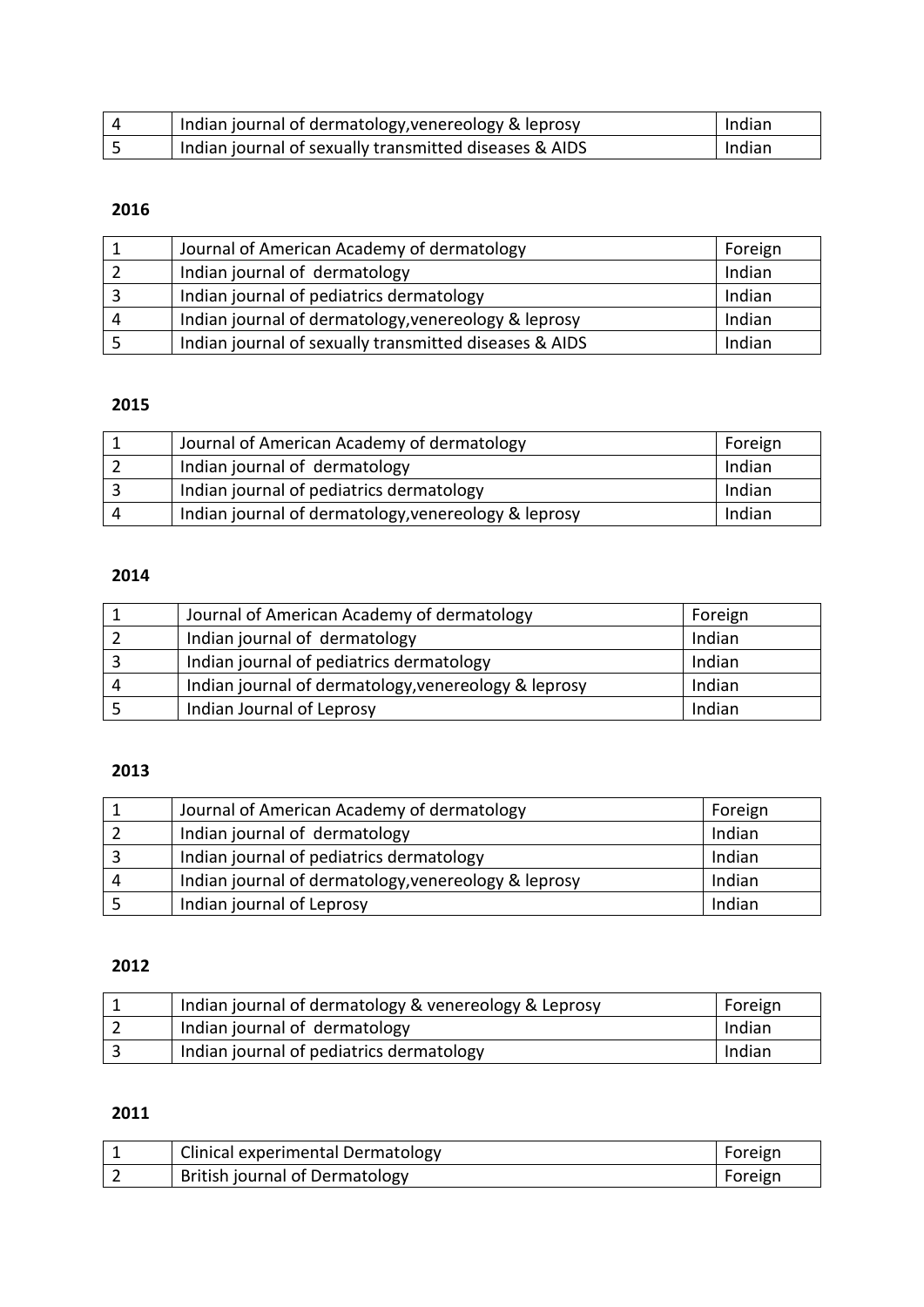| | | |
|---|---|---|
| 4 | Indian journal of dermatology,venereology & leprosy | Indian |
| 5 | Indian journal of sexually transmitted diseases & AIDS | Indian |

**2016**

| | | |
|---|---|---|
| 1 | Journal of American Academy of dermatology | Foreign |
| 2 | Indian journal of dermatology | Indian |
| 3 | Indian journal of pediatrics dermatology | Indian |
| 4 | Indian journal of dermatology,venereology & leprosy | Indian |
| 5 | Indian journal of sexually transmitted diseases & AIDS | Indian |

**2015**

| | | |
|---|---|---|
| 1 | Journal of American Academy of dermatology | Foreign |
| 2 | Indian journal of dermatology | Indian |
| 3 | Indian journal of pediatrics dermatology | Indian |
| 4 | Indian journal of dermatology,venereology & leprosy | Indian |

**2014**

| | | |
|---|---|---|
| 1 | Journal of American Academy of dermatology | Foreign |
| 2 | Indian journal of dermatology | Indian |
| 3 | Indian journal of pediatrics dermatology | Indian |
| 4 | Indian journal of dermatology,venereology & leprosy | Indian |
| 5 | Indian Journal of Leprosy | Indian |

**2013**

| | | |
|---|---|---|
| 1 | Journal of American Academy of dermatology | Foreign |
| 2 | Indian journal of dermatology | Indian |
| 3 | Indian journal of pediatrics dermatology | Indian |
| 4 | Indian journal of dermatology,venereology & leprosy | Indian |
| 5 | Indian journal of Leprosy | Indian |

**2012**

| | | |
|---|---|---|
| 1 | Indian journal of dermatology & venereology & Leprosy | Foreign |
| 2 | Indian journal of dermatology | Indian |
| 3 | Indian journal of pediatrics dermatology | Indian |

**2011**

| | | |
|---|---|---|
| 1 | Clinical experimental Dermatology | Foreign |
| 2 | British journal of Dermatology | Foreign |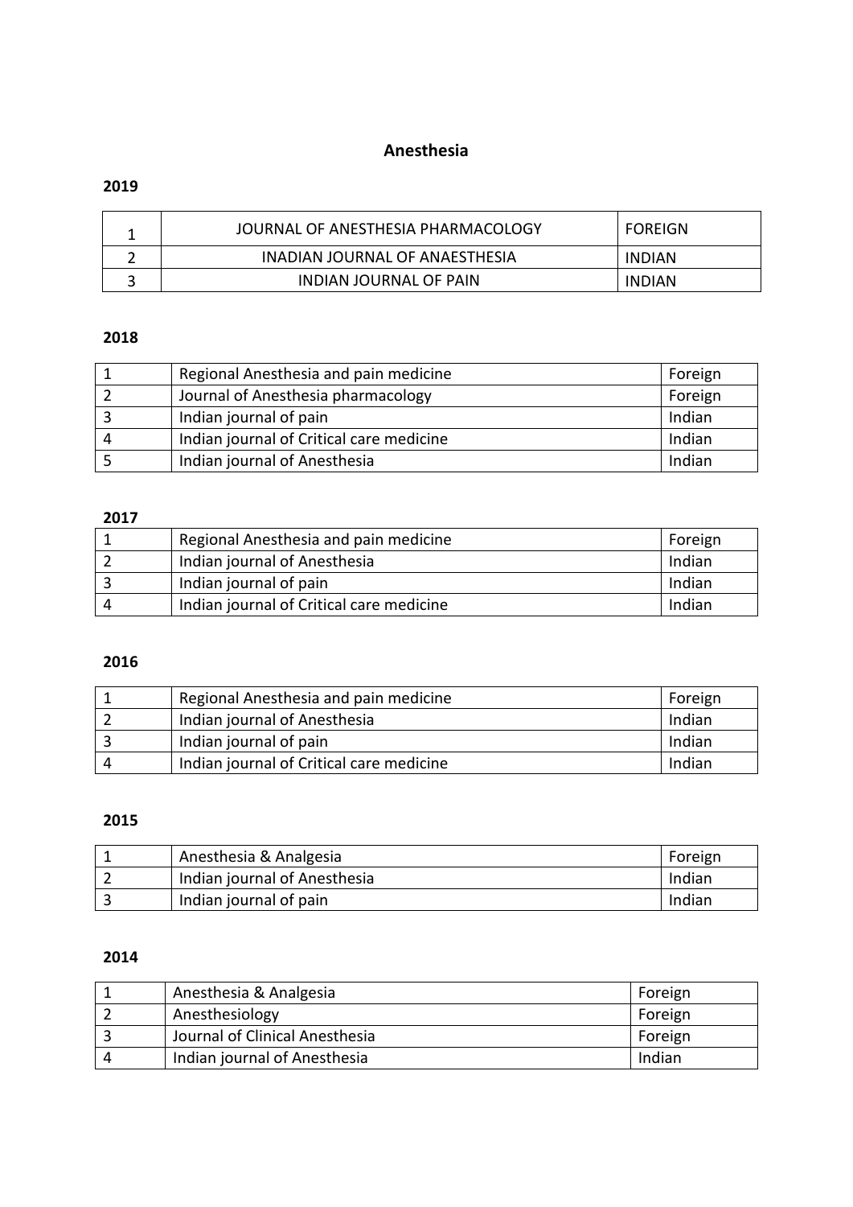# Anesthesia

## 2019

| | | |
|---|---|---|
| 1 | JOURNAL OF ANESTHESIA PHARMACOLOGY | FOREIGN |
| 2 | INADIAN JOURNAL OF ANAESTHESIA | INDIAN |
| 3 | INDIAN JOURNAL OF PAIN | INDIAN |

## 2018

| | | |
|---|---|---|
| 1 | Regional Anesthesia and pain medicine | Foreign |
| 2 | Journal of Anesthesia pharmacology | Foreign |
| 3 | Indian journal of pain | Indian |
| 4 | Indian journal of Critical care medicine | Indian |
| 5 | Indian journal of Anesthesia | Indian |

## 2017

| | | |
|---|---|---|
| 1 | Regional Anesthesia and pain medicine | Foreign |
| 2 | Indian journal of Anesthesia | Indian |
| 3 | Indian journal of pain | Indian |
| 4 | Indian journal of Critical care medicine | Indian |

## 2016

| | | |
|---|---|---|
| 1 | Regional Anesthesia and pain medicine | Foreign |
| 2 | Indian journal of Anesthesia | Indian |
| 3 | Indian journal of pain | Indian |
| 4 | Indian journal of Critical care medicine | Indian |

## 2015

| | | |
|---|---|---|
| 1 | Anesthesia & Analgesia | Foreign |
| 2 | Indian journal of Anesthesia | Indian |
| 3 | Indian journal of pain | Indian |

## 2014

| | | |
|---|---|---|
| 1 | Anesthesia & Analgesia | Foreign |
| 2 | Anesthesiology | Foreign |
| 3 | Journal of Clinical Anesthesia | Foreign |
| 4 | Indian journal of Anesthesia | Indian |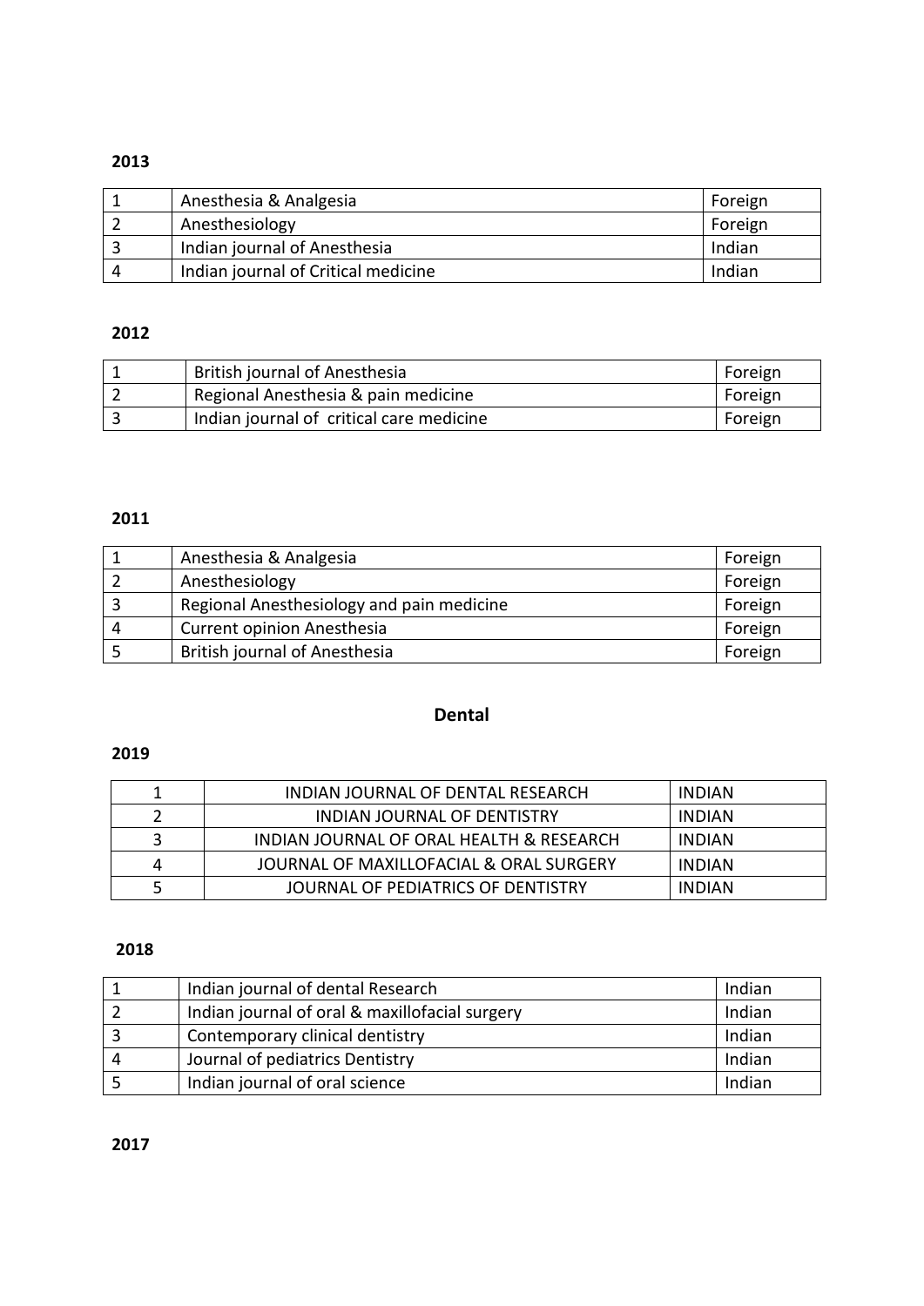**2013**

| | | |
|---|---|---|
| 1 | Anesthesia & Analgesia | Foreign |
| 2 | Anesthesiology | Foreign |
| 3 | Indian journal of Anesthesia | Indian |
| 4 | Indian journal of Critical medicine | Indian |

**2012**

| | | |
|---|---|---|
| 1 | British journal of Anesthesia | Foreign |
| 2 | Regional Anesthesia & pain medicine | Foreign |
| 3 | Indian journal of critical care medicine | Foreign |

**2011**

| | | |
|---|---|---|
| 1 | Anesthesia & Analgesia | Foreign |
| 2 | Anesthesiology | Foreign |
| 3 | Regional Anesthesiology and pain medicine | Foreign |
| 4 | Current opinion Anesthesia | Foreign |
| 5 | British journal of Anesthesia | Foreign |

## Dental

**2019**

| | | |
|---|---|---|
| 1 | INDIAN JOURNAL OF DENTAL RESEARCH | INDIAN |
| 2 | INDIAN JOURNAL OF DENTISTRY | INDIAN |
| 3 | INDIAN JOURNAL OF ORAL HEALTH & RESEARCH | INDIAN |
| 4 | JOURNAL OF MAXILLOFACIAL & ORAL SURGERY | INDIAN |
| 5 | JOURNAL OF PEDIATRICS OF DENTISTRY | INDIAN |

**2018**

| | | |
|---|---|---|
| 1 | Indian journal of dental Research | Indian |
| 2 | Indian journal of oral & maxillofacial surgery | Indian |
| 3 | Contemporary clinical dentistry | Indian |
| 4 | Journal of pediatrics Dentistry | Indian |
| 5 | Indian journal of oral science | Indian |

**2017**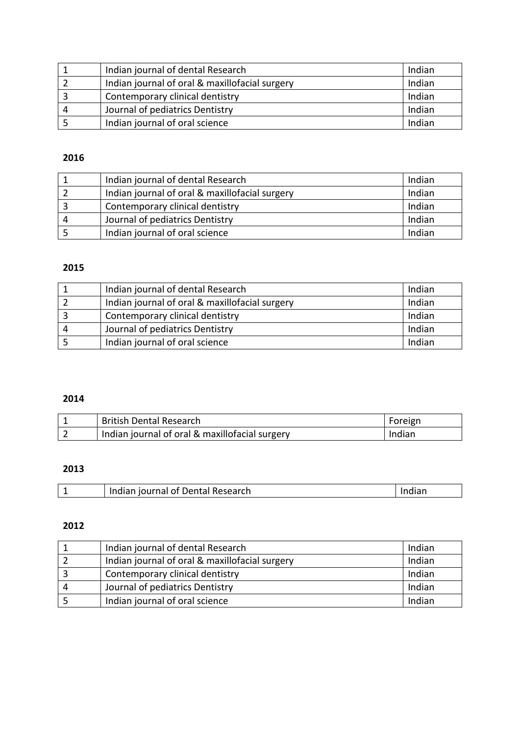| 1 | Indian journal of dental Research | Indian |
|---|---|---|
| 2 | Indian journal of oral & maxillofacial surgery | Indian |
| 3 | Contemporary clinical dentistry | Indian |
| 4 | Journal of pediatrics Dentistry | Indian |
| 5 | Indian journal of oral science | Indian |

**2016**

| 1 | Indian journal of dental Research | Indian |
|---|---|---|
| 2 | Indian journal of oral & maxillofacial surgery | Indian |
| 3 | Contemporary clinical dentistry | Indian |
| 4 | Journal of pediatrics Dentistry | Indian |
| 5 | Indian journal of oral science | Indian |

**2015**

| 1 | Indian journal of dental Research | Indian |
|---|---|---|
| 2 | Indian journal of oral & maxillofacial surgery | Indian |
| 3 | Contemporary clinical dentistry | Indian |
| 4 | Journal of pediatrics Dentistry | Indian |
| 5 | Indian journal of oral science | Indian |

**2014**

| 1 | British Dental Research | Foreign |
|---|---|---|
| 2 | Indian journal of oral & maxillofacial surgery | Indian |

**2013**

| 1 | Indian journal of Dental Research | Indian |
|---|---|---|

**2012**

| 1 | Indian journal of dental Research | Indian |
|---|---|---|
| 2 | Indian journal of oral & maxillofacial surgery | Indian |
| 3 | Contemporary clinical dentistry | Indian |
| 4 | Journal of pediatrics Dentistry | Indian |
| 5 | Indian journal of oral science | Indian |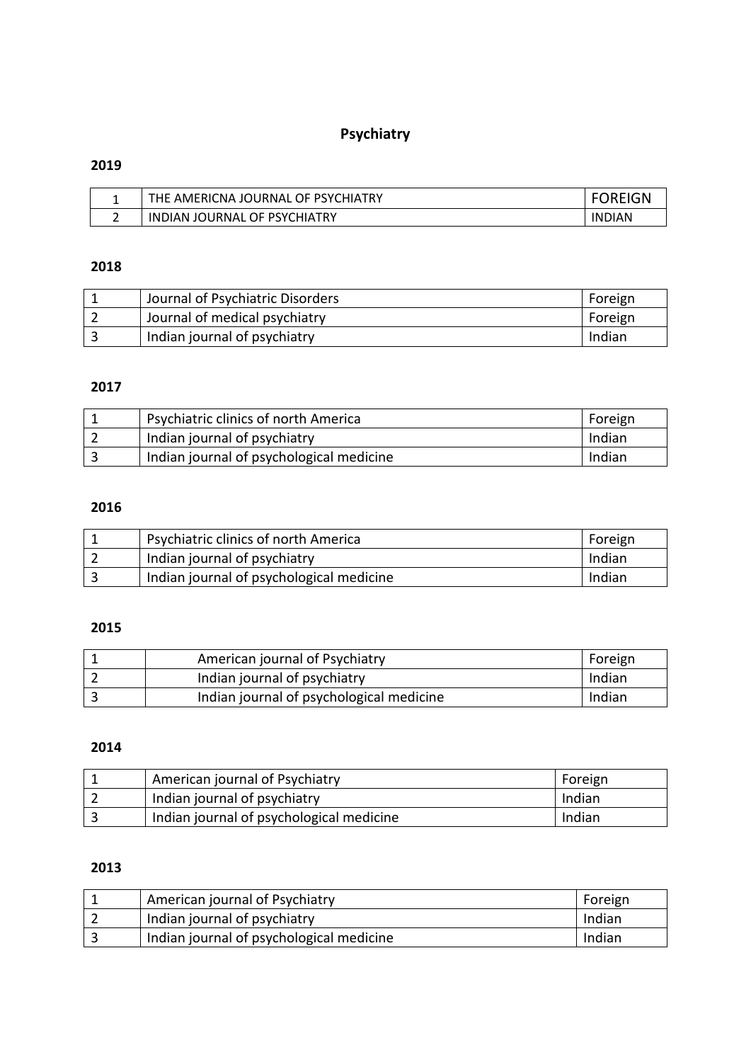# Psychiatry

## 2019

| | | |
|---|---|---|
| 1 | THE AMERICNA JOURNAL OF PSYCHIATRY | FOREIGN |
| 2 | INDIAN JOURNAL OF PSYCHIATRY | INDIAN |

## 2018

| | | |
|---|---|---|
| 1 | Journal of Psychiatric Disorders | Foreign |
| 2 | Journal of medical psychiatry | Foreign |
| 3 | Indian journal of psychiatry | Indian |

## 2017

| | | |
|---|---|---|
| 1 | Psychiatric clinics of north America | Foreign |
| 2 | Indian journal of psychiatry | Indian |
| 3 | Indian journal of psychological medicine | Indian |

## 2016

| | | |
|---|---|---|
| 1 | Psychiatric clinics of north America | Foreign |
| 2 | Indian journal of psychiatry | Indian |
| 3 | Indian journal of psychological medicine | Indian |

## 2015

| | | |
|---|---|---|
| 1 | American journal of Psychiatry | Foreign |
| 2 | Indian journal of psychiatry | Indian |
| 3 | Indian journal of psychological medicine | Indian |

## 2014

| | | |
|---|---|---|
| 1 | American journal of Psychiatry | Foreign |
| 2 | Indian journal of psychiatry | Indian |
| 3 | Indian journal of psychological medicine | Indian |

## 2013

| | | |
|---|---|---|
| 1 | American journal of Psychiatry | Foreign |
| 2 | Indian journal of psychiatry | Indian |
| 3 | Indian journal of psychological medicine | Indian |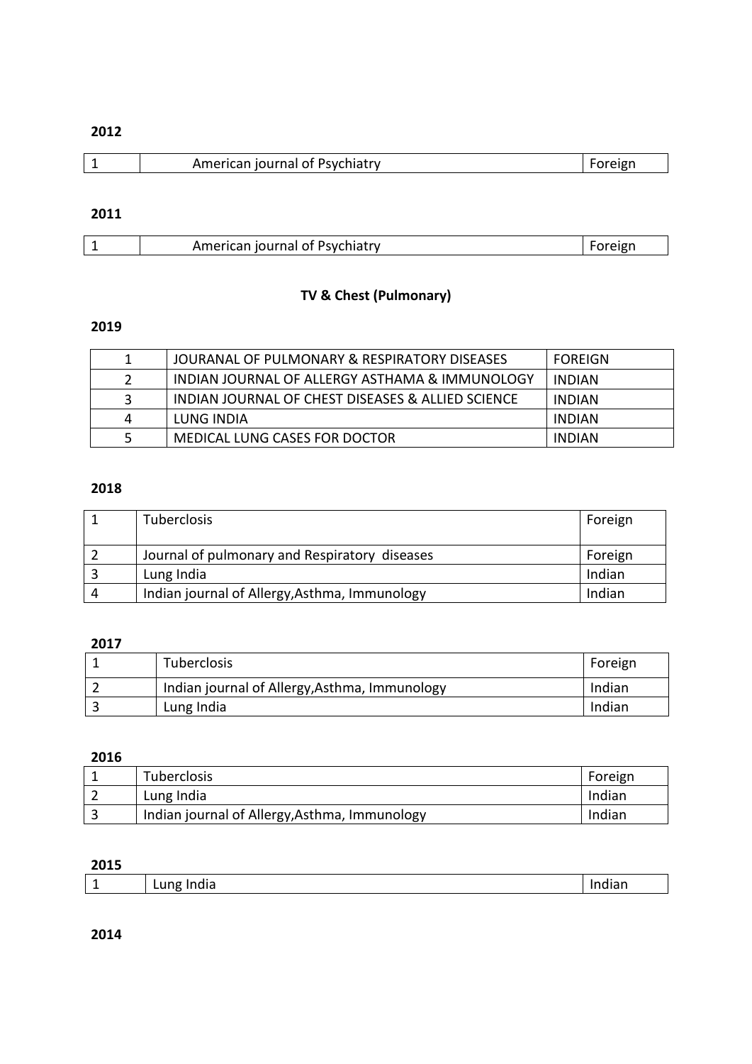**2012**

| 1 | American journal of Psychiatry | Foreign |
|---|---|---|

**2011**

| 1 | American journal of Psychiatry | Foreign |
|---|---|---|

## TV & Chest (Pulmonary)

**2019**

| 1 | JOURANAL OF PULMONARY & RESPIRATORY DISEASES | FOREIGN |
|---|---|---|
| 2 | INDIAN JOURNAL OF ALLERGY ASTHAMA & IMMUNOLOGY | INDIAN |
| 3 | INDIAN JOURNAL OF CHEST DISEASES & ALLIED SCIENCE | INDIAN |
| 4 | LUNG INDIA | INDIAN |
| 5 | MEDICAL LUNG CASES FOR DOCTOR | INDIAN |

**2018**

| 1 | Tuberclosis | Foreign |
|---|---|---|
| 2 | Journal of pulmonary and Respiratory diseases | Foreign |
| 3 | Lung India | Indian |
| 4 | Indian journal of Allergy,Asthma, Immunology | Indian |

**2017**

| 1 | Tuberclosis | Foreign |
|---|---|---|
| 2 | Indian journal of Allergy,Asthma, Immunology | Indian |
| 3 | Lung India | Indian |

**2016**

| 1 | Tuberclosis | Foreign |
|---|---|---|
| 2 | Lung India | Indian |
| 3 | Indian journal of Allergy,Asthma, Immunology | Indian |

**2015**

| 1 | Lung India | Indian |
|---|---|---|

**2014**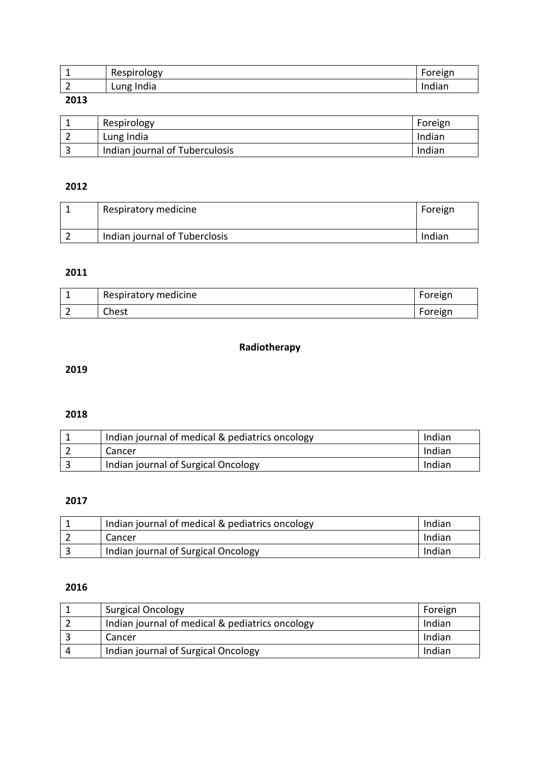| | | |
|---|---|---|
| 1 | Respirology | Foreign |
| 2 | Lung India | Indian |

**2013**

| | | |
|---|---|---|
| 1 | Respirology | Foreign |
| 2 | Lung India | Indian |
| 3 | Indian journal of Tuberculosis | Indian |

**2012**

| | | |
|---|---|---|
| 1 | Respiratory medicine | Foreign |
| 2 | Indian journal of Tuberclosis | Indian |

**2011**

| | | |
|---|---|---|
| 1 | Respiratory medicine | Foreign |
| 2 | Chest | Foreign |

**Radiotherapy**

**2019**

**2018**

| | | |
|---|---|---|
| 1 | Indian journal of medical & pediatrics oncology | Indian |
| 2 | Cancer | Indian |
| 3 | Indian journal of Surgical Oncology | Indian |

**2017**

| | | |
|---|---|---|
| 1 | Indian journal of medical & pediatrics oncology | Indian |
| 2 | Cancer | Indian |
| 3 | Indian journal of Surgical Oncology | Indian |

**2016**

| | | |
|---|---|---|
| 1 | Surgical Oncology | Foreign |
| 2 | Indian journal of medical & pediatrics oncology | Indian |
| 3 | Cancer | Indian |
| 4 | Indian journal of Surgical Oncology | Indian |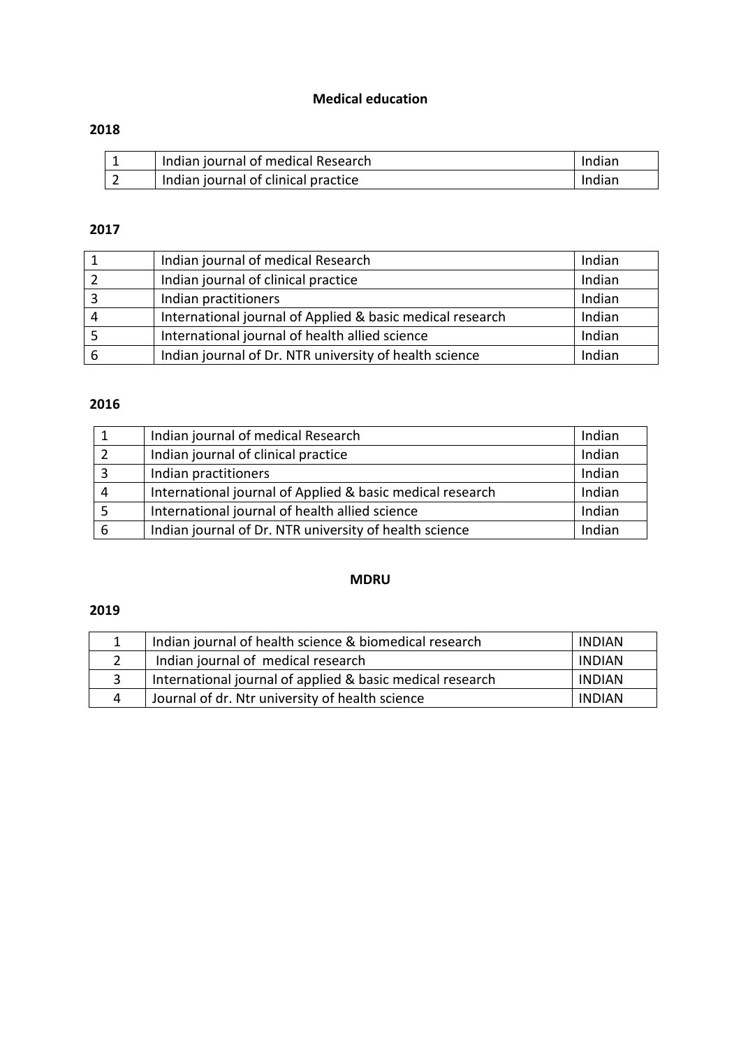## Medical education

### 2018

| | | |
|---|---|---|
| 1 | Indian journal of medical Research | Indian |
| 2 | Indian journal of clinical practice | Indian |

### 2017

| | | |
|---|---|---|
| 1 | Indian journal of medical Research | Indian |
| 2 | Indian journal of clinical practice | Indian |
| 3 | Indian practitioners | Indian |
| 4 | International journal of Applied & basic medical research | Indian |
| 5 | International journal of health allied science | Indian |
| 6 | Indian journal of Dr. NTR university of health science | Indian |

### 2016

| | | |
|---|---|---|
| 1 | Indian journal of medical Research | Indian |
| 2 | Indian journal of clinical practice | Indian |
| 3 | Indian practitioners | Indian |
| 4 | International journal of Applied & basic medical research | Indian |
| 5 | International journal of health allied science | Indian |
| 6 | Indian journal of Dr. NTR university of health science | Indian |

## MDRU

### 2019

| | | |
|---|---|---|
| 1 | Indian journal of health science & biomedical research | INDIAN |
| 2 | Indian journal of medical research | INDIAN |
| 3 | International journal of applied & basic medical research | INDIAN |
| 4 | Journal of dr. Ntr university of health science | INDIAN |